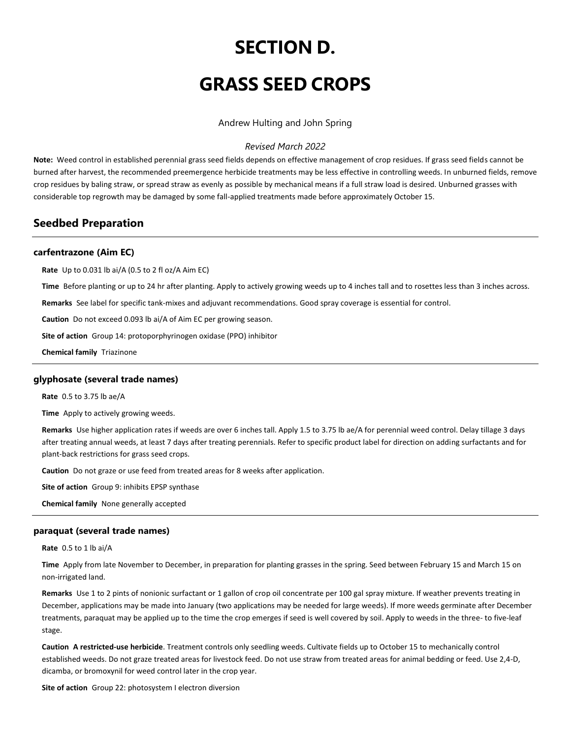# SECTION D.

# GRASS SEED CROPS

Andrew Hulting and John Spring

*Revised March 2022*

**Note:** Weed control in established perennial grass seed fields depends on effective management of crop residues. If grass seed fields cannot be burned after harvest, the recommended preemergence herbicide treatments may be less effective in controlling weeds. In unburned fields, remove crop residues by baling straw, or spread straw as evenly as possible by mechanical means if a full straw load is desired. Unburned grasses with considerable top regrowth may be damaged by some fall-applied treatments made before approximately October 15.

## Seedbed Preparation

### carfentrazone (Aim EC)

**Rate** Up to 0.031 lb ai/A (0.5 to 2 fl oz/A Aim EC)

**Time** Before planting or up to 24 hr after planting. Apply to actively growing weeds up to 4 inches tall and to rosettes less than 3 inches across.

**Remarks** See label for specific tank-mixes and adjuvant recommendations. Good spray coverage is essential for control.

**Caution** Do not exceed 0.093 lb ai/A of Aim EC per growing season.

**Site of action** Group 14: protoporphyrinogen oxidase (PPO) inhibitor

**Chemical family** Triazinone

### glyphosate (several trade names)

**Rate** 0.5 to 3.75 lb ae/A

**Time** Apply to actively growing weeds.

**Remarks** Use higher application rates if weeds are over 6 inches tall. Apply 1.5 to 3.75 lb ae/A for perennial weed control. Delay tillage 3 days after treating annual weeds, at least 7 days after treating perennials. Refer to specific product label for direction on adding surfactants and for plant-back restrictions for grass seed crops.

**Caution** Do not graze or use feed from treated areas for 8 weeks after application.

**Site of action** Group 9: inhibits EPSP synthase

**Chemical family** None generally accepted

### paraquat (several trade names)

**Rate** 0.5 to 1 lb ai/A

**Time** Apply from late November to December, in preparation for planting grasses in the spring. Seed between February 15 and March 15 on non-irrigated land.

**Remarks** Use 1 to 2 pints of nonionic surfactant or 1 gallon of crop oil concentrate per 100 gal spray mixture. If weather prevents treating in December, applications may be made into January (two applications may be needed for large weeds). If more weeds germinate after December treatments, paraquat may be applied up to the time the crop emerges if seed is well covered by soil. Apply to weeds in the three- to five-leaf stage.

**Caution** **A restricted-use herbicide**. Treatment controls only seedling weeds. Cultivate fields up to October 15 to mechanically control established weeds. Do not graze treated areas for livestock feed. Do not use straw from treated areas for animal bedding or feed. Use 2,4-D, dicamba, or bromoxynil for weed control later in the crop year.

**Site of action** Group 22: photosystem I electron diversion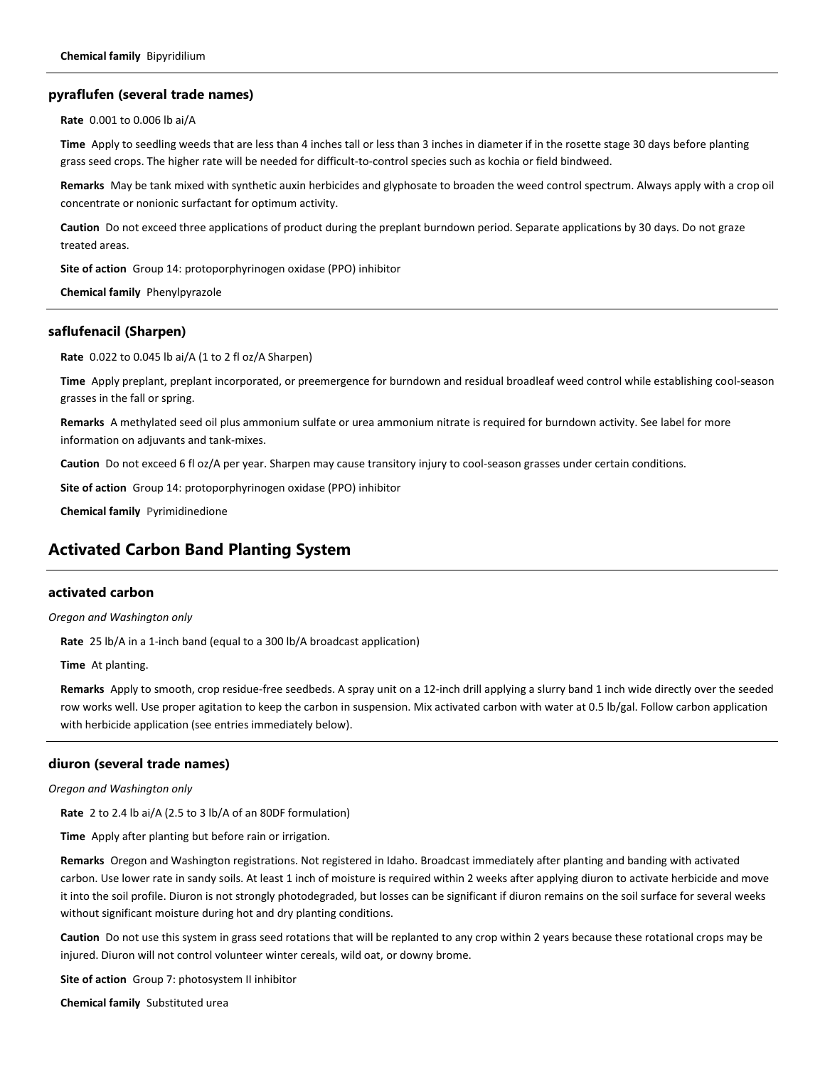**Chemical family** Bipyridilium

---

### pyraflufen (several trade names)

**Rate** 0.001 to 0.006 lb ai/A

**Time** Apply to seedling weeds that are less than 4 inches tall or less than 3 inches in diameter if in the rosette stage 30 days before planting grass seed crops. The higher rate will be needed for difficult-to-control species such as kochia or field bindweed.

**Remarks** May be tank mixed with synthetic auxin herbicides and glyphosate to broaden the weed control spectrum. Always apply with a crop oil concentrate or nonionic surfactant for optimum activity.

**Caution** Do not exceed three applications of product during the preplant burndown period. Separate applications by 30 days. Do not graze treated areas.

**Site of action** Group 14: protoporphyrinogen oxidase (PPO) inhibitor

**Chemical family** Phenylpyrazole

---

### saflufenacil (Sharpen)

**Rate** 0.022 to 0.045 lb ai/A (1 to 2 fl oz/A Sharpen)

**Time** Apply preplant, preplant incorporated, or preemergence for burndown and residual broadleaf weed control while establishing cool-season grasses in the fall or spring.

**Remarks** A methylated seed oil plus ammonium sulfate or urea ammonium nitrate is required for burndown activity. See label for more information on adjuvants and tank-mixes.

**Caution** Do not exceed 6 fl oz/A per year. Sharpen may cause transitory injury to cool-season grasses under certain conditions.

**Site of action** Group 14: protoporphyrinogen oxidase (PPO) inhibitor

**Chemical family** Pyrimidinedione

## Activated Carbon Band Planting System

---

### activated carbon

*Oregon and Washington only*

**Rate** 25 lb/A in a 1-inch band (equal to a 300 lb/A broadcast application)

**Time** At planting.

**Remarks** Apply to smooth, crop residue-free seedbeds. A spray unit on a 12-inch drill applying a slurry band 1 inch wide directly over the seeded row works well. Use proper agitation to keep the carbon in suspension. Mix activated carbon with water at 0.5 lb/gal. Follow carbon application with herbicide application (see entries immediately below).

---

### diuron (several trade names)

*Oregon and Washington only*

**Rate** 2 to 2.4 lb ai/A (2.5 to 3 lb/A of an 80DF formulation)

**Time** Apply after planting but before rain or irrigation.

**Remarks** Oregon and Washington registrations. Not registered in Idaho. Broadcast immediately after planting and banding with activated carbon. Use lower rate in sandy soils. At least 1 inch of moisture is required within 2 weeks after applying diuron to activate herbicide and move it into the soil profile. Diuron is not strongly photodegraded, but losses can be significant if diuron remains on the soil surface for several weeks without significant moisture during hot and dry planting conditions.

**Caution** Do not use this system in grass seed rotations that will be replanted to any crop within 2 years because these rotational crops may be injured. Diuron will not control volunteer winter cereals, wild oat, or downy brome.

**Site of action** Group 7: photosystem II inhibitor

**Chemical family** Substituted urea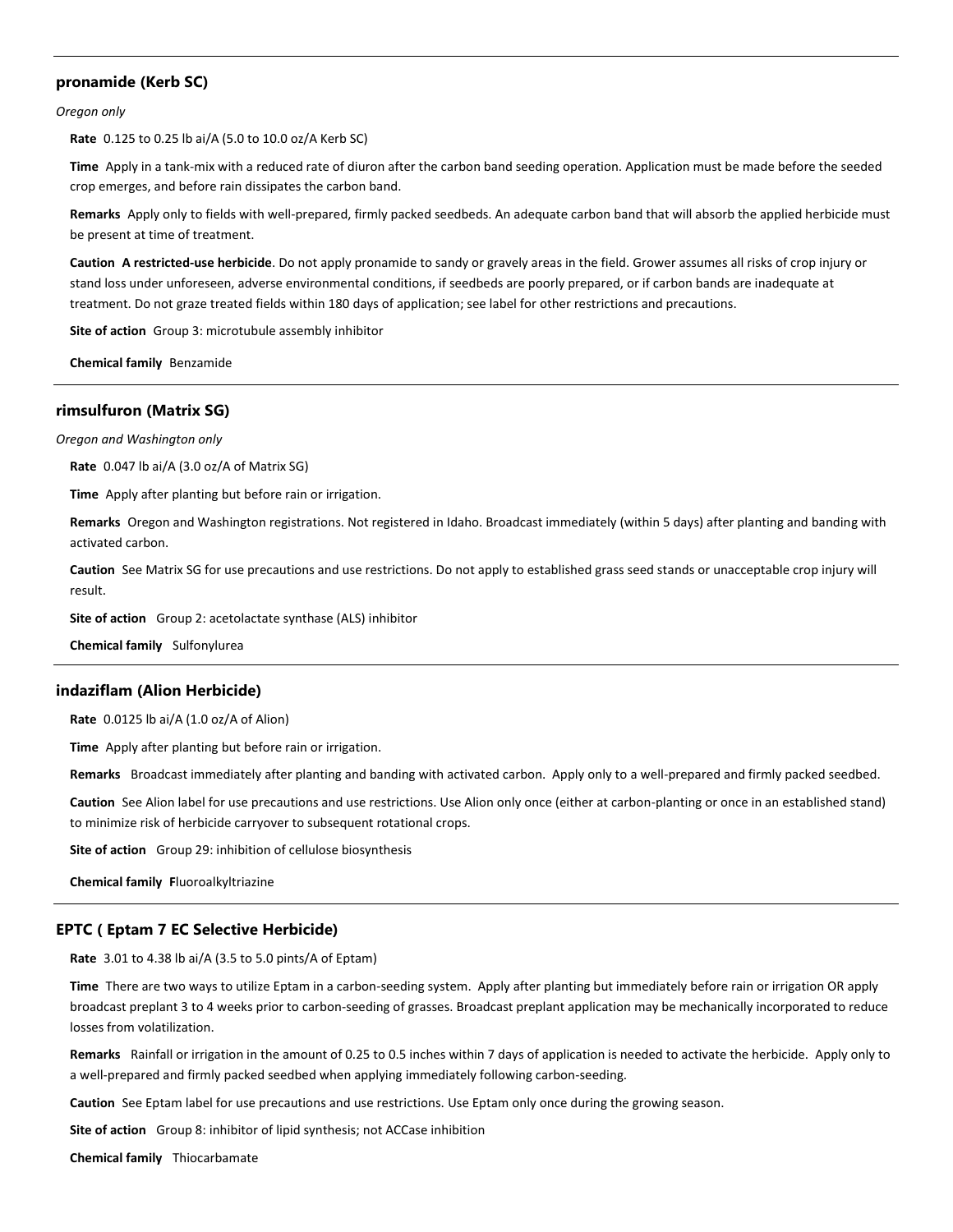### pronamide (Kerb SC)

*Oregon only*

**Rate** 0.125 to 0.25 lb ai/A (5.0 to 10.0 oz/A Kerb SC)

**Time** Apply in a tank-mix with a reduced rate of diuron after the carbon band seeding operation. Application must be made before the seeded crop emerges, and before rain dissipates the carbon band.

**Remarks** Apply only to fields with well-prepared, firmly packed seedbeds. An adequate carbon band that will absorb the applied herbicide must be present at time of treatment.

**Caution A restricted-use herbicide**. Do not apply pronamide to sandy or gravely areas in the field. Grower assumes all risks of crop injury or stand loss under unforeseen, adverse environmental conditions, if seedbeds are poorly prepared, or if carbon bands are inadequate at treatment. Do not graze treated fields within 180 days of application; see label for other restrictions and precautions.

**Site of action** Group 3: microtubule assembly inhibitor

**Chemical family** Benzamide

### rimsulfuron (Matrix SG)

*Oregon and Washington only*

**Rate** 0.047 lb ai/A (3.0 oz/A of Matrix SG)

**Time** Apply after planting but before rain or irrigation.

**Remarks** Oregon and Washington registrations. Not registered in Idaho. Broadcast immediately (within 5 days) after planting and banding with activated carbon.

**Caution** See Matrix SG for use precautions and use restrictions. Do not apply to established grass seed stands or unacceptable crop injury will result.

**Site of action** Group 2: acetolactate synthase (ALS) inhibitor

**Chemical family** Sulfonylurea

### indaziflam (Alion Herbicide)

**Rate** 0.0125 lb ai/A (1.0 oz/A of Alion)

**Time** Apply after planting but before rain or irrigation.

**Remarks** Broadcast immediately after planting and banding with activated carbon. Apply only to a well-prepared and firmly packed seedbed.

**Caution** See Alion label for use precautions and use restrictions. Use Alion only once (either at carbon-planting or once in an established stand) to minimize risk of herbicide carryover to subsequent rotational crops.

**Site of action** Group 29: inhibition of cellulose biosynthesis

**Chemical family** Fluoroalkyltriazine

### EPTC ( Eptam 7 EC Selective Herbicide)

**Rate** 3.01 to 4.38 lb ai/A (3.5 to 5.0 pints/A of Eptam)

**Time** There are two ways to utilize Eptam in a carbon-seeding system. Apply after planting but immediately before rain or irrigation OR apply broadcast preplant 3 to 4 weeks prior to carbon-seeding of grasses. Broadcast preplant application may be mechanically incorporated to reduce losses from volatilization.

**Remarks** Rainfall or irrigation in the amount of 0.25 to 0.5 inches within 7 days of application is needed to activate the herbicide. Apply only to a well-prepared and firmly packed seedbed when applying immediately following carbon-seeding.

**Caution** See Eptam label for use precautions and use restrictions. Use Eptam only once during the growing season.

**Site of action** Group 8: inhibitor of lipid synthesis; not ACCase inhibition

**Chemical family** Thiocarbamate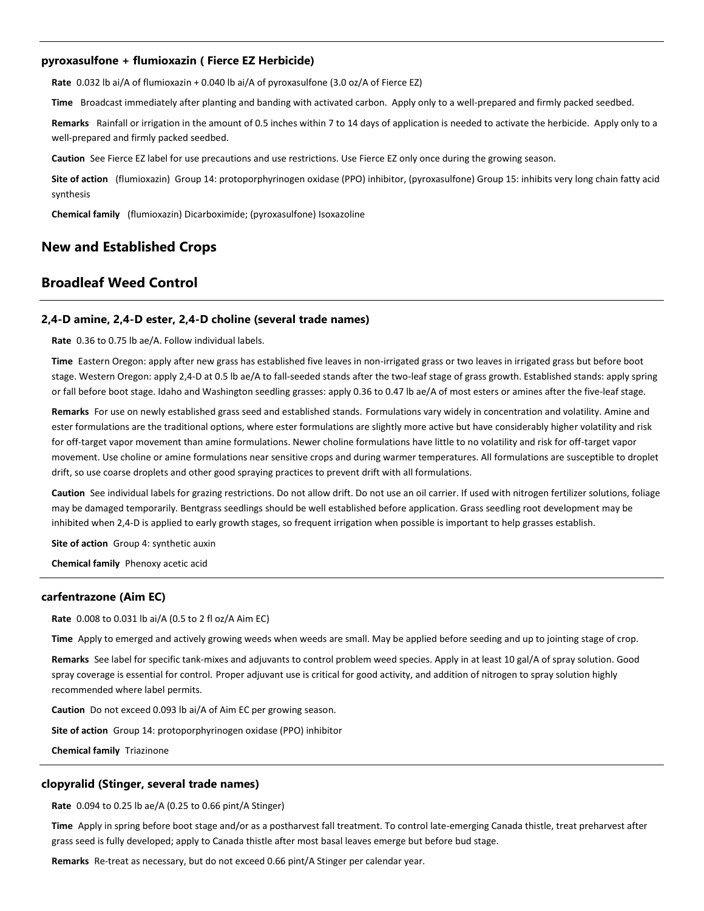### pyroxasulfone + flumioxazin ( Fierce EZ Herbicide)

**Rate** 0.032 lb ai/A of flumioxazin + 0.040 lb ai/A of pyroxasulfone (3.0 oz/A of Fierce EZ)

**Time** Broadcast immediately after planting and banding with activated carbon. Apply only to a well-prepared and firmly packed seedbed.

**Remarks** Rainfall or irrigation in the amount of 0.5 inches within 7 to 14 days of application is needed to activate the herbicide. Apply only to a well-prepared and firmly packed seedbed.

**Caution** See Fierce EZ label for use precautions and use restrictions. Use Fierce EZ only once during the growing season.

**Site of action** (flumioxazin) Group 14: protoporphyrinogen oxidase (PPO) inhibitor, (pyroxasulfone) Group 15: inhibits very long chain fatty acid synthesis

**Chemical family** (flumioxazin) Dicarboximide; (pyroxasulfone) Isoxazoline

## New and Established Crops

## Broadleaf Weed Control

### 2,4-D amine, 2,4-D ester, 2,4-D choline (several trade names)

**Rate** 0.36 to 0.75 lb ae/A. Follow individual labels.

**Time** Eastern Oregon: apply after new grass has established five leaves in non-irrigated grass or two leaves in irrigated grass but before boot stage. Western Oregon: apply 2,4-D at 0.5 lb ae/A to fall-seeded stands after the two-leaf stage of grass growth. Established stands: apply spring or fall before boot stage. Idaho and Washington seedling grasses: apply 0.36 to 0.47 lb ae/A of most esters or amines after the five-leaf stage.

**Remarks** For use on newly established grass seed and established stands. Formulations vary widely in concentration and volatility. Amine and ester formulations are the traditional options, where ester formulations are slightly more active but have considerably higher volatility and risk for off-target vapor movement than amine formulations. Newer choline formulations have little to no volatility and risk for off-target vapor movement. Use choline or amine formulations near sensitive crops and during warmer temperatures. All formulations are susceptible to droplet drift, so use coarse droplets and other good spraying practices to prevent drift with all formulations.

**Caution** See individual labels for grazing restrictions. Do not allow drift. Do not use an oil carrier. If used with nitrogen fertilizer solutions, foliage may be damaged temporarily. Bentgrass seedlings should be well established before application. Grass seedling root development may be inhibited when 2,4-D is applied to early growth stages, so frequent irrigation when possible is important to help grasses establish.

**Site of action** Group 4: synthetic auxin

**Chemical family** Phenoxy acetic acid

### carfentrazone (Aim EC)

**Rate** 0.008 to 0.031 lb ai/A (0.5 to 2 fl oz/A Aim EC)

**Time** Apply to emerged and actively growing weeds when weeds are small. May be applied before seeding and up to jointing stage of crop.

**Remarks** See label for specific tank-mixes and adjuvants to control problem weed species. Apply in at least 10 gal/A of spray solution. Good spray coverage is essential for control. Proper adjuvant use is critical for good activity, and addition of nitrogen to spray solution highly recommended where label permits.

**Caution** Do not exceed 0.093 lb ai/A of Aim EC per growing season.

**Site of action** Group 14: protoporphyrinogen oxidase (PPO) inhibitor

**Chemical family** Triazinone

### clopyralid (Stinger, several trade names)

**Rate** 0.094 to 0.25 lb ae/A (0.25 to 0.66 pint/A Stinger)

**Time** Apply in spring before boot stage and/or as a postharvest fall treatment. To control late-emerging Canada thistle, treat preharvest after grass seed is fully developed; apply to Canada thistle after most basal leaves emerge but before bud stage.

**Remarks** Re-treat as necessary, but do not exceed 0.66 pint/A Stinger per calendar year.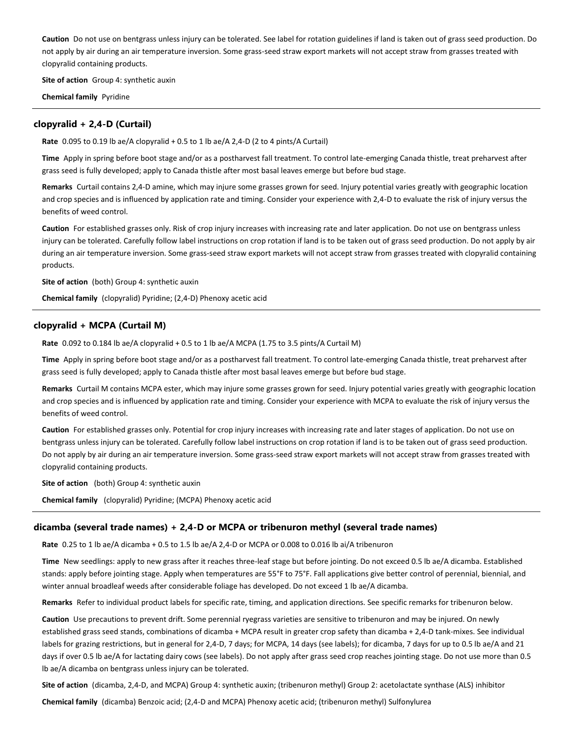**Caution** Do not use on bentgrass unless injury can be tolerated. See label for rotation guidelines if land is taken out of grass seed production. Do not apply by air during an air temperature inversion. Some grass-seed straw export markets will not accept straw from grasses treated with clopyralid containing products.

**Site of action** Group 4: synthetic auxin

**Chemical family** Pyridine

---

### clopyralid + 2,4-D (Curtail)

**Rate** 0.095 to 0.19 lb ae/A clopyralid + 0.5 to 1 lb ae/A 2,4-D (2 to 4 pints/A Curtail)

**Time** Apply in spring before boot stage and/or as a postharvest fall treatment. To control late-emerging Canada thistle, treat preharvest after grass seed is fully developed; apply to Canada thistle after most basal leaves emerge but before bud stage.

**Remarks** Curtail contains 2,4-D amine, which may injure some grasses grown for seed. Injury potential varies greatly with geographic location and crop species and is influenced by application rate and timing. Consider your experience with 2,4-D to evaluate the risk of injury versus the benefits of weed control.

**Caution** For established grasses only. Risk of crop injury increases with increasing rate and later application. Do not use on bentgrass unless injury can be tolerated. Carefully follow label instructions on crop rotation if land is to be taken out of grass seed production. Do not apply by air during an air temperature inversion. Some grass-seed straw export markets will not accept straw from grasses treated with clopyralid containing products.

**Site of action** (both) Group 4: synthetic auxin

**Chemical family** (clopyralid) Pyridine; (2,4-D) Phenoxy acetic acid

---

### clopyralid + MCPA (Curtail M)

**Rate** 0.092 to 0.184 lb ae/A clopyralid + 0.5 to 1 lb ae/A MCPA (1.75 to 3.5 pints/A Curtail M)

**Time** Apply in spring before boot stage and/or as a postharvest fall treatment. To control late-emerging Canada thistle, treat preharvest after grass seed is fully developed; apply to Canada thistle after most basal leaves emerge but before bud stage.

**Remarks** Curtail M contains MCPA ester, which may injure some grasses grown for seed. Injury potential varies greatly with geographic location and crop species and is influenced by application rate and timing. Consider your experience with MCPA to evaluate the risk of injury versus the benefits of weed control.

**Caution** For established grasses only. Potential for crop injury increases with increasing rate and later stages of application. Do not use on bentgrass unless injury can be tolerated. Carefully follow label instructions on crop rotation if land is to be taken out of grass seed production. Do not apply by air during an air temperature inversion. Some grass-seed straw export markets will not accept straw from grasses treated with clopyralid containing products.

**Site of action** (both) Group 4: synthetic auxin

**Chemical family** (clopyralid) Pyridine; (MCPA) Phenoxy acetic acid

---

### dicamba (several trade names) + 2,4-D or MCPA or tribenuron methyl (several trade names)

**Rate** 0.25 to 1 lb ae/A dicamba + 0.5 to 1.5 lb ae/A 2,4-D or MCPA or 0.008 to 0.016 lb ai/A tribenuron

**Time** New seedlings: apply to new grass after it reaches three-leaf stage but before jointing. Do not exceed 0.5 lb ae/A dicamba. Established stands: apply before jointing stage. Apply when temperatures are 55°F to 75°F. Fall applications give better control of perennial, biennial, and winter annual broadleaf weeds after considerable foliage has developed. Do not exceed 1 lb ae/A dicamba.

**Remarks** Refer to individual product labels for specific rate, timing, and application directions. See specific remarks for tribenuron below.

**Caution** Use precautions to prevent drift. Some perennial ryegrass varieties are sensitive to tribenuron and may be injured. On newly established grass seed stands, combinations of dicamba + MCPA result in greater crop safety than dicamba + 2,4-D tank-mixes. See individual labels for grazing restrictions, but in general for 2,4-D, 7 days; for MCPA, 14 days (see labels); for dicamba, 7 days for up to 0.5 lb ae/A and 21 days if over 0.5 lb ae/A for lactating dairy cows (see labels). Do not apply after grass seed crop reaches jointing stage. Do not use more than 0.5 lb ae/A dicamba on bentgrass unless injury can be tolerated.

**Site of action** (dicamba, 2,4-D, and MCPA) Group 4: synthetic auxin; (tribenuron methyl) Group 2: acetolactate synthase (ALS) inhibitor

**Chemical family** (dicamba) Benzoic acid; (2,4-D and MCPA) Phenoxy acetic acid; (tribenuron methyl) Sulfonylurea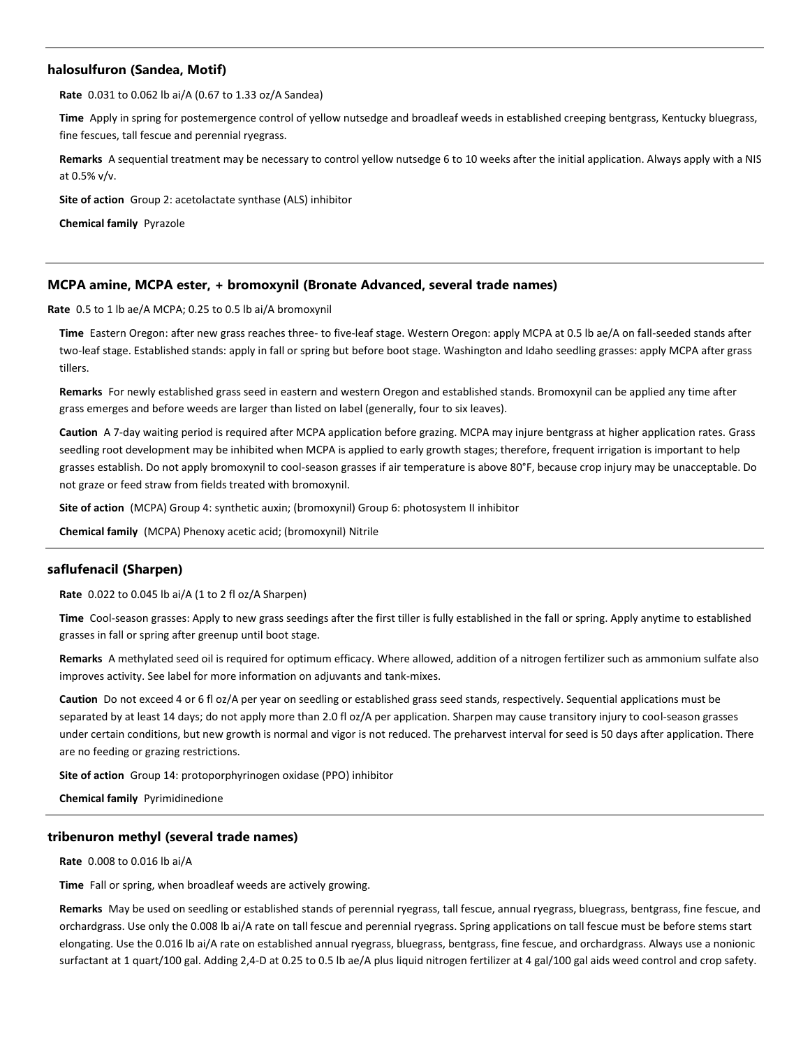### halosulfuron (Sandea, Motif)

**Rate** 0.031 to 0.062 lb ai/A (0.67 to 1.33 oz/A Sandea)

**Time** Apply in spring for postemergence control of yellow nutsedge and broadleaf weeds in established creeping bentgrass, Kentucky bluegrass, fine fescues, tall fescue and perennial ryegrass.

**Remarks** A sequential treatment may be necessary to control yellow nutsedge 6 to 10 weeks after the initial application. Always apply with a NIS at 0.5% v/v.

**Site of action** Group 2: acetolactate synthase (ALS) inhibitor

**Chemical family** Pyrazole

### MCPA amine, MCPA ester, + bromoxynil (Bronate Advanced, several trade names)

**Rate** 0.5 to 1 lb ae/A MCPA; 0.25 to 0.5 lb ai/A bromoxynil

**Time** Eastern Oregon: after new grass reaches three- to five-leaf stage. Western Oregon: apply MCPA at 0.5 lb ae/A on fall-seeded stands after two-leaf stage. Established stands: apply in fall or spring but before boot stage. Washington and Idaho seedling grasses: apply MCPA after grass tillers.

**Remarks** For newly established grass seed in eastern and western Oregon and established stands. Bromoxynil can be applied any time after grass emerges and before weeds are larger than listed on label (generally, four to six leaves).

**Caution** A 7-day waiting period is required after MCPA application before grazing. MCPA may injure bentgrass at higher application rates. Grass seedling root development may be inhibited when MCPA is applied to early growth stages; therefore, frequent irrigation is important to help grasses establish. Do not apply bromoxynil to cool-season grasses if air temperature is above 80°F, because crop injury may be unacceptable. Do not graze or feed straw from fields treated with bromoxynil.

**Site of action** (MCPA) Group 4: synthetic auxin; (bromoxynil) Group 6: photosystem II inhibitor

**Chemical family** (MCPA) Phenoxy acetic acid; (bromoxynil) Nitrile

### saflufenacil (Sharpen)

**Rate** 0.022 to 0.045 lb ai/A (1 to 2 fl oz/A Sharpen)

**Time** Cool-season grasses: Apply to new grass seedings after the first tiller is fully established in the fall or spring. Apply anytime to established grasses in fall or spring after greenup until boot stage.

**Remarks** A methylated seed oil is required for optimum efficacy. Where allowed, addition of a nitrogen fertilizer such as ammonium sulfate also improves activity. See label for more information on adjuvants and tank-mixes.

**Caution** Do not exceed 4 or 6 fl oz/A per year on seedling or established grass seed stands, respectively. Sequential applications must be separated by at least 14 days; do not apply more than 2.0 fl oz/A per application. Sharpen may cause transitory injury to cool-season grasses under certain conditions, but new growth is normal and vigor is not reduced. The preharvest interval for seed is 50 days after application. There are no feeding or grazing restrictions.

**Site of action** Group 14: protoporphyrinogen oxidase (PPO) inhibitor

**Chemical family** Pyrimidinedione

### tribenuron methyl (several trade names)

**Rate** 0.008 to 0.016 lb ai/A

**Time** Fall or spring, when broadleaf weeds are actively growing.

**Remarks** May be used on seedling or established stands of perennial ryegrass, tall fescue, annual ryegrass, bluegrass, bentgrass, fine fescue, and orchardgrass. Use only the 0.008 lb ai/A rate on tall fescue and perennial ryegrass. Spring applications on tall fescue must be before stems start elongating. Use the 0.016 lb ai/A rate on established annual ryegrass, bluegrass, bentgrass, fine fescue, and orchardgrass. Always use a nonionic surfactant at 1 quart/100 gal. Adding 2,4-D at 0.25 to 0.5 lb ae/A plus liquid nitrogen fertilizer at 4 gal/100 gal aids weed control and crop safety.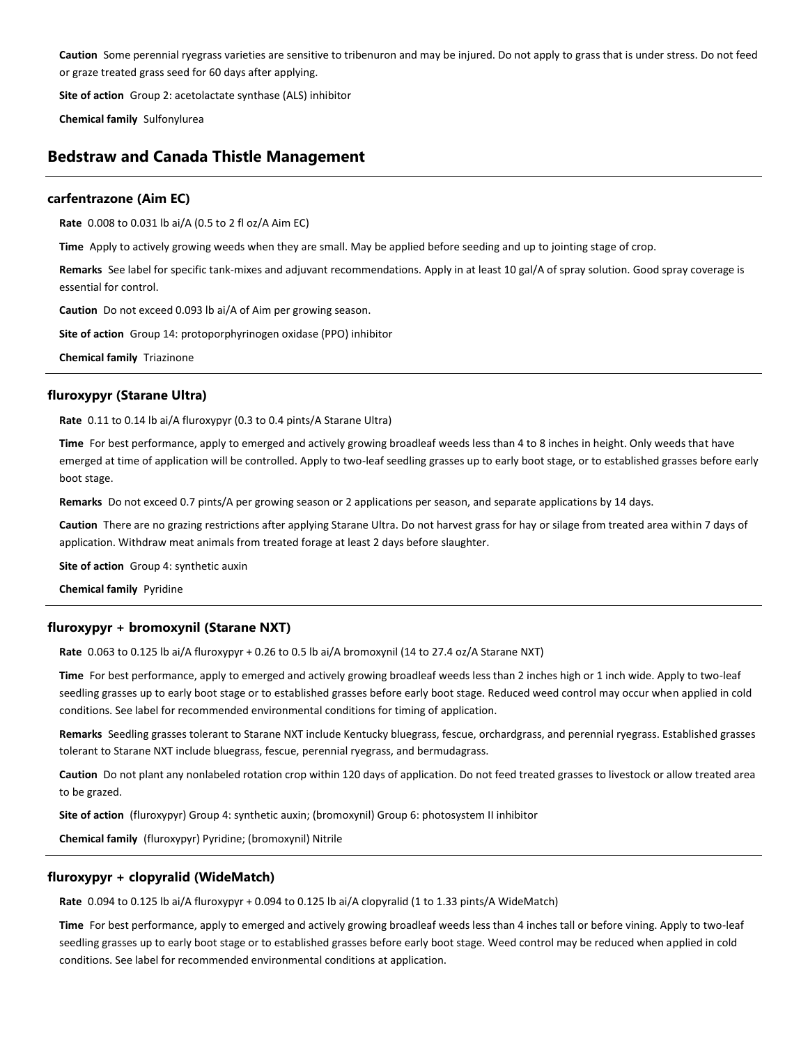**Caution** Some perennial ryegrass varieties are sensitive to tribenuron and may be injured. Do not apply to grass that is under stress. Do not feed or graze treated grass seed for 60 days after applying.

**Site of action** Group 2: acetolactate synthase (ALS) inhibitor

**Chemical family** Sulfonylurea

## Bedstraw and Canada Thistle Management

### carfentrazone (Aim EC)

**Rate** 0.008 to 0.031 lb ai/A (0.5 to 2 fl oz/A Aim EC)

**Time** Apply to actively growing weeds when they are small. May be applied before seeding and up to jointing stage of crop.

**Remarks** See label for specific tank-mixes and adjuvant recommendations. Apply in at least 10 gal/A of spray solution. Good spray coverage is essential for control.

**Caution** Do not exceed 0.093 lb ai/A of Aim per growing season.

**Site of action** Group 14: protoporphyrinogen oxidase (PPO) inhibitor

**Chemical family** Triazinone

### fluroxypyr (Starane Ultra)

**Rate** 0.11 to 0.14 lb ai/A fluroxypyr (0.3 to 0.4 pints/A Starane Ultra)

**Time** For best performance, apply to emerged and actively growing broadleaf weeds less than 4 to 8 inches in height. Only weeds that have emerged at time of application will be controlled. Apply to two-leaf seedling grasses up to early boot stage, or to established grasses before early boot stage.

**Remarks** Do not exceed 0.7 pints/A per growing season or 2 applications per season, and separate applications by 14 days.

**Caution** There are no grazing restrictions after applying Starane Ultra. Do not harvest grass for hay or silage from treated area within 7 days of application. Withdraw meat animals from treated forage at least 2 days before slaughter.

**Site of action** Group 4: synthetic auxin

**Chemical family** Pyridine

### fluroxypyr + bromoxynil (Starane NXT)

**Rate** 0.063 to 0.125 lb ai/A fluroxypyr + 0.26 to 0.5 lb ai/A bromoxynil (14 to 27.4 oz/A Starane NXT)

**Time** For best performance, apply to emerged and actively growing broadleaf weeds less than 2 inches high or 1 inch wide. Apply to two-leaf seedling grasses up to early boot stage or to established grasses before early boot stage. Reduced weed control may occur when applied in cold conditions. See label for recommended environmental conditions for timing of application.

**Remarks** Seedling grasses tolerant to Starane NXT include Kentucky bluegrass, fescue, orchardgrass, and perennial ryegrass. Established grasses tolerant to Starane NXT include bluegrass, fescue, perennial ryegrass, and bermudagrass.

**Caution** Do not plant any nonlabeled rotation crop within 120 days of application. Do not feed treated grasses to livestock or allow treated area to be grazed.

**Site of action** (fluroxypyr) Group 4: synthetic auxin; (bromoxynil) Group 6: photosystem II inhibitor

**Chemical family** (fluroxypyr) Pyridine; (bromoxynil) Nitrile

### fluroxypyr + clopyralid (WideMatch)

**Rate** 0.094 to 0.125 lb ai/A fluroxypyr + 0.094 to 0.125 lb ai/A clopyralid (1 to 1.33 pints/A WideMatch)

**Time** For best performance, apply to emerged and actively growing broadleaf weeds less than 4 inches tall or before vining. Apply to two-leaf seedling grasses up to early boot stage or to established grasses before early boot stage. Weed control may be reduced when applied in cold conditions. See label for recommended environmental conditions at application.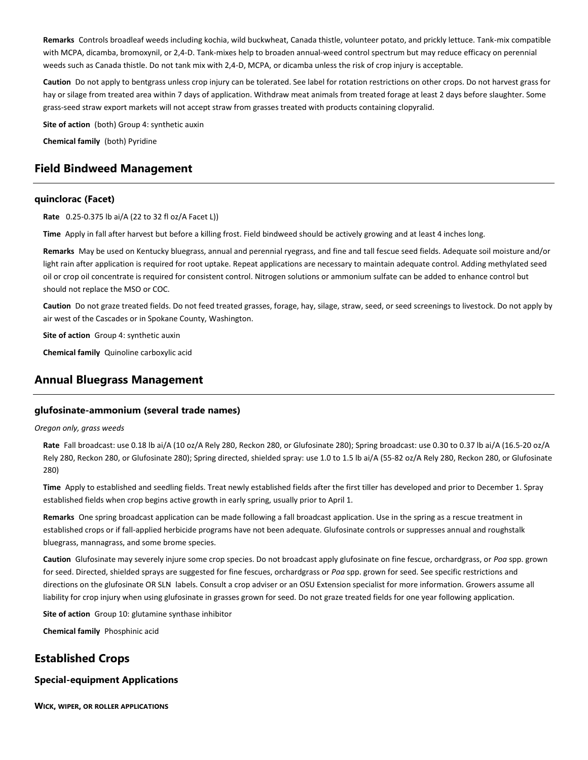**Remarks** Controls broadleaf weeds including kochia, wild buckwheat, Canada thistle, volunteer potato, and prickly lettuce. Tank-mix compatible with MCPA, dicamba, bromoxynil, or 2,4-D. Tank-mixes help to broaden annual-weed control spectrum but may reduce efficacy on perennial weeds such as Canada thistle. Do not tank mix with 2,4-D, MCPA, or dicamba unless the risk of crop injury is acceptable.

**Caution** Do not apply to bentgrass unless crop injury can be tolerated. See label for rotation restrictions on other crops. Do not harvest grass for hay or silage from treated area within 7 days of application. Withdraw meat animals from treated forage at least 2 days before slaughter. Some grass-seed straw export markets will not accept straw from grasses treated with products containing clopyralid.

**Site of action** (both) Group 4: synthetic auxin

**Chemical family** (both) Pyridine

## Field Bindweed Management

### quinclorac (Facet)

**Rate** 0.25-0.375 lb ai/A (22 to 32 fl oz/A Facet L))

**Time** Apply in fall after harvest but before a killing frost. Field bindweed should be actively growing and at least 4 inches long.

**Remarks** May be used on Kentucky bluegrass, annual and perennial ryegrass, and fine and tall fescue seed fields. Adequate soil moisture and/or light rain after application is required for root uptake. Repeat applications are necessary to maintain adequate control. Adding methylated seed oil or crop oil concentrate is required for consistent control. Nitrogen solutions or ammonium sulfate can be added to enhance control but should not replace the MSO or COC.

**Caution** Do not graze treated fields. Do not feed treated grasses, forage, hay, silage, straw, seed, or seed screenings to livestock. Do not apply by air west of the Cascades or in Spokane County, Washington.

**Site of action** Group 4: synthetic auxin

**Chemical family** Quinoline carboxylic acid

## Annual Bluegrass Management

### glufosinate-ammonium (several trade names)

*Oregon only, grass weeds*

**Rate** Fall broadcast: use 0.18 lb ai/A (10 oz/A Rely 280, Reckon 280, or Glufosinate 280); Spring broadcast: use 0.30 to 0.37 lb ai/A (16.5-20 oz/A Rely 280, Reckon 280, or Glufosinate 280); Spring directed, shielded spray: use 1.0 to 1.5 lb ai/A (55-82 oz/A Rely 280, Reckon 280, or Glufosinate 280)

**Time** Apply to established and seedling fields. Treat newly established fields after the first tiller has developed and prior to December 1. Spray established fields when crop begins active growth in early spring, usually prior to April 1.

**Remarks** One spring broadcast application can be made following a fall broadcast application. Use in the spring as a rescue treatment in established crops or if fall-applied herbicide programs have not been adequate. Glufosinate controls or suppresses annual and roughstalk bluegrass, mannagrass, and some brome species.

**Caution** Glufosinate may severely injure some crop species. Do not broadcast apply glufosinate on fine fescue, orchardgrass, or *Poa* spp. grown for seed. Directed, shielded sprays are suggested for fine fescues, orchardgrass or *Poa* spp. grown for seed. See specific restrictions and directions on the glufosinate OR SLN labels. Consult a crop adviser or an OSU Extension specialist for more information. Growers assume all liability for crop injury when using glufosinate in grasses grown for seed. Do not graze treated fields for one year following application.

**Site of action** Group 10: glutamine synthase inhibitor

**Chemical family** Phosphinic acid

## Established Crops

### Special-equipment Applications

**WICK, WIPER, OR ROLLER APPLICATIONS**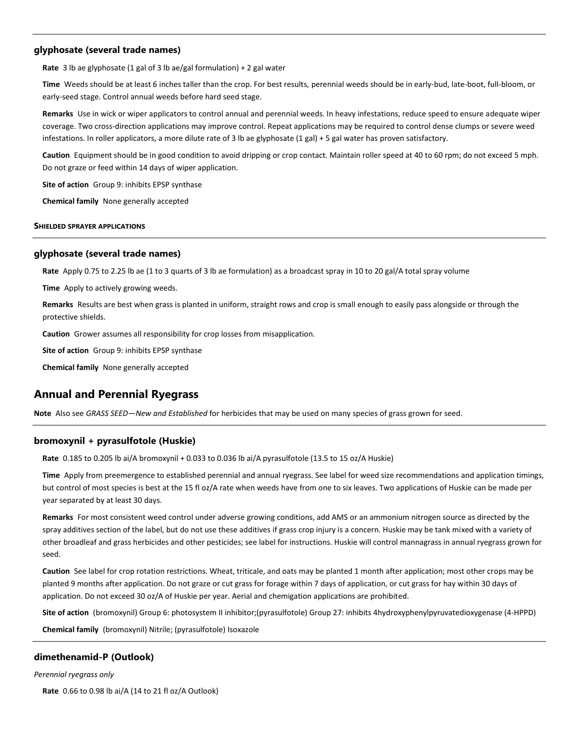### glyphosate (several trade names)

**Rate** 3 lb ae glyphosate (1 gal of 3 lb ae/gal formulation) + 2 gal water

**Time** Weeds should be at least 6 inches taller than the crop. For best results, perennial weeds should be in early-bud, late-boot, full-bloom, or early-seed stage. Control annual weeds before hard seed stage.

**Remarks** Use in wick or wiper applicators to control annual and perennial weeds. In heavy infestations, reduce speed to ensure adequate wiper coverage. Two cross-direction applications may improve control. Repeat applications may be required to control dense clumps or severe weed infestations. In roller applicators, a more dilute rate of 3 lb ae glyphosate (1 gal) + 5 gal water has proven satisfactory.

**Caution** Equipment should be in good condition to avoid dripping or crop contact. Maintain roller speed at 40 to 60 rpm; do not exceed 5 mph. Do not graze or feed within 14 days of wiper application.

**Site of action** Group 9: inhibits EPSP synthase

**Chemical family** None generally accepted

**SHIELDED SPRAYER APPLICATIONS**

### glyphosate (several trade names)

**Rate** Apply 0.75 to 2.25 lb ae (1 to 3 quarts of 3 lb ae formulation) as a broadcast spray in 10 to 20 gal/A total spray volume

**Time** Apply to actively growing weeds.

**Remarks** Results are best when grass is planted in uniform, straight rows and crop is small enough to easily pass alongside or through the protective shields.

**Caution** Grower assumes all responsibility for crop losses from misapplication.

**Site of action** Group 9: inhibits EPSP synthase

**Chemical family** None generally accepted

## Annual and Perennial Ryegrass

**Note** Also see *GRASS SEED—New and Established* for herbicides that may be used on many species of grass grown for seed.

### bromoxynil + pyrasulfotole (Huskie)

**Rate** 0.185 to 0.205 lb ai/A bromoxynil + 0.033 to 0.036 lb ai/A pyrasulfotole (13.5 to 15 oz/A Huskie)

**Time** Apply from preemergence to established perennial and annual ryegrass. See label for weed size recommendations and application timings, but control of most species is best at the 15 fl oz/A rate when weeds have from one to six leaves. Two applications of Huskie can be made per year separated by at least 30 days.

**Remarks** For most consistent weed control under adverse growing conditions, add AMS or an ammonium nitrogen source as directed by the spray additives section of the label, but do not use these additives if grass crop injury is a concern. Huskie may be tank mixed with a variety of other broadleaf and grass herbicides and other pesticides; see label for instructions. Huskie will control mannagrass in annual ryegrass grown for seed.

**Caution** See label for crop rotation restrictions. Wheat, triticale, and oats may be planted 1 month after application; most other crops may be planted 9 months after application. Do not graze or cut grass for forage within 7 days of application, or cut grass for hay within 30 days of application. Do not exceed 30 oz/A of Huskie per year. Aerial and chemigation applications are prohibited.

**Site of action** (bromoxynil) Group 6: photosystem II inhibitor;(pyrasulfotole) Group 27: inhibits 4hydroxyphenylpyruvatedioxygenase (4-HPPD)

**Chemical family** (bromoxynil) Nitrile; (pyrasulfotole) Isoxazole

### dimethenamid-P (Outlook)

*Perennial ryegrass only*

**Rate** 0.66 to 0.98 lb ai/A (14 to 21 fl oz/A Outlook)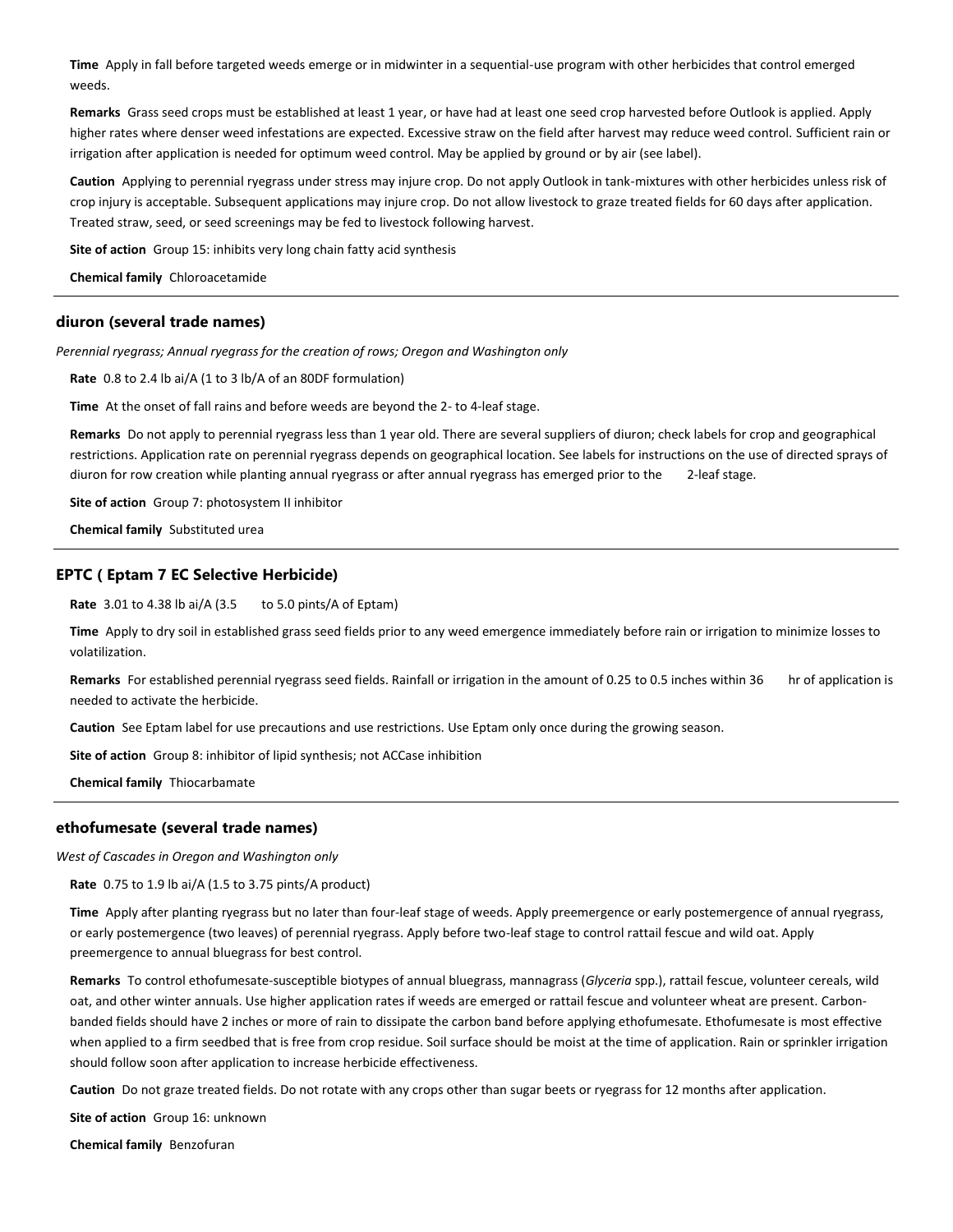**Time** Apply in fall before targeted weeds emerge or in midwinter in a sequential-use program with other herbicides that control emerged weeds.

**Remarks** Grass seed crops must be established at least 1 year, or have had at least one seed crop harvested before Outlook is applied. Apply higher rates where denser weed infestations are expected. Excessive straw on the field after harvest may reduce weed control. Sufficient rain or irrigation after application is needed for optimum weed control. May be applied by ground or by air (see label).

**Caution** Applying to perennial ryegrass under stress may injure crop. Do not apply Outlook in tank-mixtures with other herbicides unless risk of crop injury is acceptable. Subsequent applications may injure crop. Do not allow livestock to graze treated fields for 60 days after application. Treated straw, seed, or seed screenings may be fed to livestock following harvest.

**Site of action** Group 15: inhibits very long chain fatty acid synthesis

**Chemical family** Chloroacetamide

---

### diuron (several trade names)

*Perennial ryegrass; Annual ryegrass for the creation of rows; Oregon and Washington only*

**Rate** 0.8 to 2.4 lb ai/A (1 to 3 lb/A of an 80DF formulation)

**Time** At the onset of fall rains and before weeds are beyond the 2- to 4-leaf stage.

**Remarks** Do not apply to perennial ryegrass less than 1 year old. There are several suppliers of diuron; check labels for crop and geographical restrictions. Application rate on perennial ryegrass depends on geographical location. See labels for instructions on the use of directed sprays of diuron for row creation while planting annual ryegrass or after annual ryegrass has emerged prior to the 2-leaf stage.

**Site of action** Group 7: photosystem II inhibitor

**Chemical family** Substituted urea

---

### EPTC ( Eptam 7 EC Selective Herbicide)

**Rate** 3.01 to 4.38 lb ai/A (3.5 to 5.0 pints/A of Eptam)

**Time** Apply to dry soil in established grass seed fields prior to any weed emergence immediately before rain or irrigation to minimize losses to volatilization.

**Remarks** For established perennial ryegrass seed fields. Rainfall or irrigation in the amount of 0.25 to 0.5 inches within 36 hr of application is needed to activate the herbicide.

**Caution** See Eptam label for use precautions and use restrictions. Use Eptam only once during the growing season.

**Site of action** Group 8: inhibitor of lipid synthesis; not ACCase inhibition

**Chemical family** Thiocarbamate

---

### ethofumesate (several trade names)

*West of Cascades in Oregon and Washington only*

**Rate** 0.75 to 1.9 lb ai/A (1.5 to 3.75 pints/A product)

**Time** Apply after planting ryegrass but no later than four-leaf stage of weeds. Apply preemergence or early postemergence of annual ryegrass, or early postemergence (two leaves) of perennial ryegrass. Apply before two-leaf stage to control rattail fescue and wild oat. Apply preemergence to annual bluegrass for best control.

**Remarks** To control ethofumesate-susceptible biotypes of annual bluegrass, mannagrass (*Glyceria* spp.), rattail fescue, volunteer cereals, wild oat, and other winter annuals. Use higher application rates if weeds are emerged or rattail fescue and volunteer wheat are present. Carbon-banded fields should have 2 inches or more of rain to dissipate the carbon band before applying ethofumesate. Ethofumesate is most effective when applied to a firm seedbed that is free from crop residue. Soil surface should be moist at the time of application. Rain or sprinkler irrigation should follow soon after application to increase herbicide effectiveness.

**Caution** Do not graze treated fields. Do not rotate with any crops other than sugar beets or ryegrass for 12 months after application.

**Site of action** Group 16: unknown

**Chemical family** Benzofuran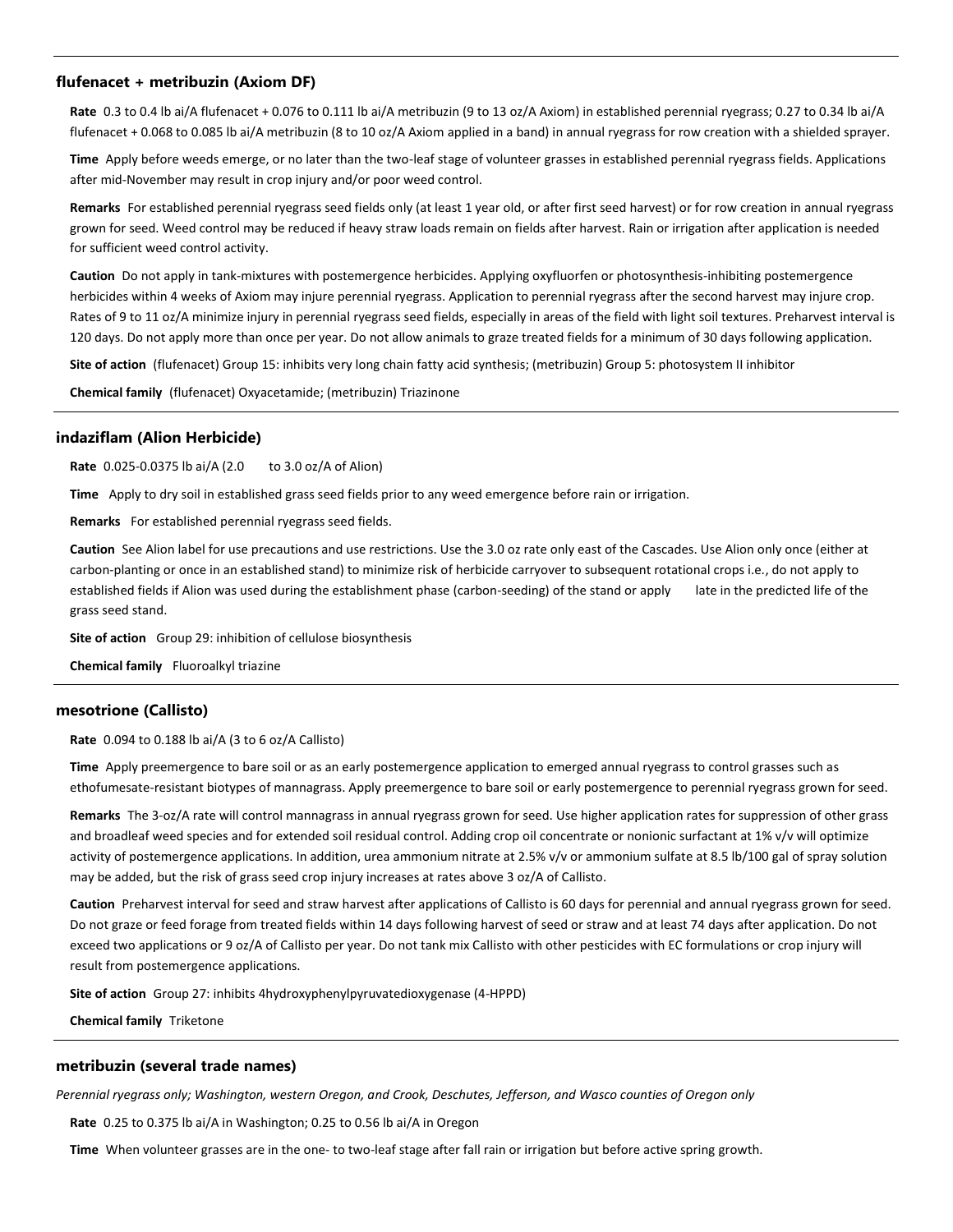### flufenacet + metribuzin (Axiom DF)

**Rate** 0.3 to 0.4 lb ai/A flufenacet + 0.076 to 0.111 lb ai/A metribuzin (9 to 13 oz/A Axiom) in established perennial ryegrass; 0.27 to 0.34 lb ai/A flufenacet + 0.068 to 0.085 lb ai/A metribuzin (8 to 10 oz/A Axiom applied in a band) in annual ryegrass for row creation with a shielded sprayer.

**Time** Apply before weeds emerge, or no later than the two-leaf stage of volunteer grasses in established perennial ryegrass fields. Applications after mid-November may result in crop injury and/or poor weed control.

**Remarks** For established perennial ryegrass seed fields only (at least 1 year old, or after first seed harvest) or for row creation in annual ryegrass grown for seed. Weed control may be reduced if heavy straw loads remain on fields after harvest. Rain or irrigation after application is needed for sufficient weed control activity.

**Caution** Do not apply in tank-mixtures with postemergence herbicides. Applying oxyfluorfen or photosynthesis-inhibiting postemergence herbicides within 4 weeks of Axiom may injure perennial ryegrass. Application to perennial ryegrass after the second harvest may injure crop. Rates of 9 to 11 oz/A minimize injury in perennial ryegrass seed fields, especially in areas of the field with light soil textures. Preharvest interval is 120 days. Do not apply more than once per year. Do not allow animals to graze treated fields for a minimum of 30 days following application.

**Site of action** (flufenacet) Group 15: inhibits very long chain fatty acid synthesis; (metribuzin) Group 5: photosystem II inhibitor

**Chemical family** (flufenacet) Oxyacetamide; (metribuzin) Triazinone

### indaziflam (Alion Herbicide)

**Rate** 0.025-0.0375 lb ai/A (2.0 to 3.0 oz/A of Alion)

**Time** Apply to dry soil in established grass seed fields prior to any weed emergence before rain or irrigation.

**Remarks** For established perennial ryegrass seed fields.

**Caution** See Alion label for use precautions and use restrictions. Use the 3.0 oz rate only east of the Cascades. Use Alion only once (either at carbon-planting or once in an established stand) to minimize risk of herbicide carryover to subsequent rotational crops i.e., do not apply to established fields if Alion was used during the establishment phase (carbon-seeding) of the stand or apply late in the predicted life of the grass seed stand.

**Site of action** Group 29: inhibition of cellulose biosynthesis

**Chemical family** Fluoroalkyl triazine

### mesotrione (Callisto)

**Rate** 0.094 to 0.188 lb ai/A (3 to 6 oz/A Callisto)

**Time** Apply preemergence to bare soil or as an early postemergence application to emerged annual ryegrass to control grasses such as ethofumesate-resistant biotypes of mannagrass. Apply preemergence to bare soil or early postemergence to perennial ryegrass grown for seed.

**Remarks** The 3-oz/A rate will control mannagrass in annual ryegrass grown for seed. Use higher application rates for suppression of other grass and broadleaf weed species and for extended soil residual control. Adding crop oil concentrate or nonionic surfactant at 1% v/v will optimize activity of postemergence applications. In addition, urea ammonium nitrate at 2.5% v/v or ammonium sulfate at 8.5 lb/100 gal of spray solution may be added, but the risk of grass seed crop injury increases at rates above 3 oz/A of Callisto.

**Caution** Preharvest interval for seed and straw harvest after applications of Callisto is 60 days for perennial and annual ryegrass grown for seed. Do not graze or feed forage from treated fields within 14 days following harvest of seed or straw and at least 74 days after application. Do not exceed two applications or 9 oz/A of Callisto per year. Do not tank mix Callisto with other pesticides with EC formulations or crop injury will result from postemergence applications.

**Site of action** Group 27: inhibits 4hydroxyphenylpyruvatedioxygenase (4-HPPD)

**Chemical family** Triketone

### metribuzin (several trade names)

*Perennial ryegrass only; Washington, western Oregon, and Crook, Deschutes, Jefferson, and Wasco counties of Oregon only*

**Rate** 0.25 to 0.375 lb ai/A in Washington; 0.25 to 0.56 lb ai/A in Oregon

**Time** When volunteer grasses are in the one- to two-leaf stage after fall rain or irrigation but before active spring growth.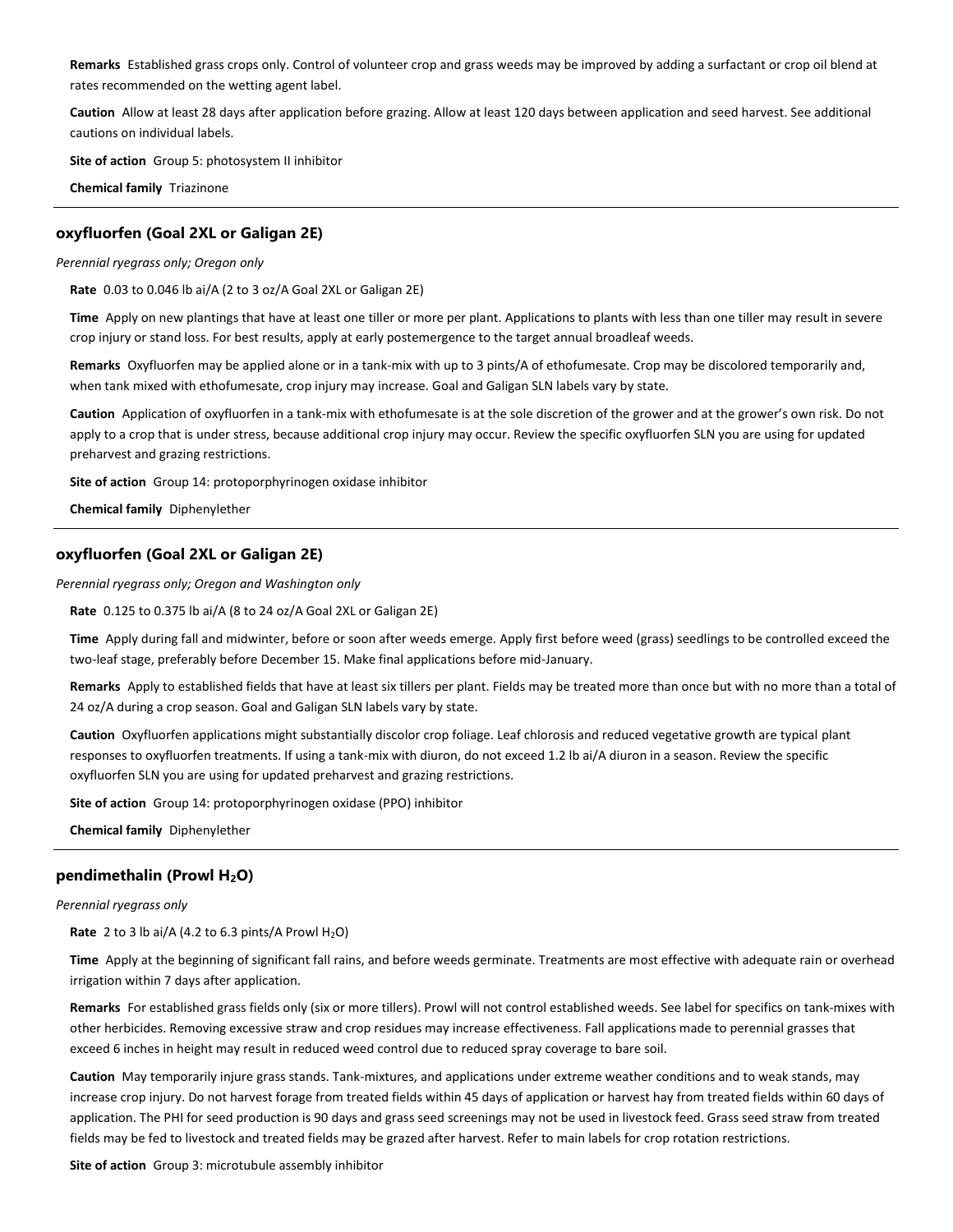**Remarks** Established grass crops only. Control of volunteer crop and grass weeds may be improved by adding a surfactant or crop oil blend at rates recommended on the wetting agent label.

**Caution** Allow at least 28 days after application before grazing. Allow at least 120 days between application and seed harvest. See additional cautions on individual labels.

**Site of action** Group 5: photosystem II inhibitor

**Chemical family** Triazinone

---

### oxyfluorfen (Goal 2XL or Galigan 2E)

*Perennial ryegrass only; Oregon only*

**Rate** 0.03 to 0.046 lb ai/A (2 to 3 oz/A Goal 2XL or Galigan 2E)

**Time** Apply on new plantings that have at least one tiller or more per plant. Applications to plants with less than one tiller may result in severe crop injury or stand loss. For best results, apply at early postemergence to the target annual broadleaf weeds.

**Remarks** Oxyfluorfen may be applied alone or in a tank-mix with up to 3 pints/A of ethofumesate. Crop may be discolored temporarily and, when tank mixed with ethofumesate, crop injury may increase. Goal and Galigan SLN labels vary by state.

**Caution** Application of oxyfluorfen in a tank-mix with ethofumesate is at the sole discretion of the grower and at the grower's own risk. Do not apply to a crop that is under stress, because additional crop injury may occur. Review the specific oxyfluorfen SLN you are using for updated preharvest and grazing restrictions.

**Site of action** Group 14: protoporphyrinogen oxidase inhibitor

**Chemical family** Diphenylether

---

### oxyfluorfen (Goal 2XL or Galigan 2E)

*Perennial ryegrass only; Oregon and Washington only*

**Rate** 0.125 to 0.375 lb ai/A (8 to 24 oz/A Goal 2XL or Galigan 2E)

**Time** Apply during fall and midwinter, before or soon after weeds emerge. Apply first before weed (grass) seedlings to be controlled exceed the two-leaf stage, preferably before December 15. Make final applications before mid-January.

**Remarks** Apply to established fields that have at least six tillers per plant. Fields may be treated more than once but with no more than a total of 24 oz/A during a crop season. Goal and Galigan SLN labels vary by state.

**Caution** Oxyfluorfen applications might substantially discolor crop foliage. Leaf chlorosis and reduced vegetative growth are typical plant responses to oxyfluorfen treatments. If using a tank-mix with diuron, do not exceed 1.2 lb ai/A diuron in a season. Review the specific oxyfluorfen SLN you are using for updated preharvest and grazing restrictions.

**Site of action** Group 14: protoporphyrinogen oxidase (PPO) inhibitor

**Chemical family** Diphenylether

---

### pendimethalin (Prowl $H_2O$)

*Perennial ryegrass only*

**Rate** 2 to 3 lb ai/A (4.2 to 6.3 pints/A Prowl $H_2O$)

**Time** Apply at the beginning of significant fall rains, and before weeds germinate. Treatments are most effective with adequate rain or overhead irrigation within 7 days after application.

**Remarks** For established grass fields only (six or more tillers). Prowl will not control established weeds. See label for specifics on tank-mixes with other herbicides. Removing excessive straw and crop residues may increase effectiveness. Fall applications made to perennial grasses that exceed 6 inches in height may result in reduced weed control due to reduced spray coverage to bare soil.

**Caution** May temporarily injure grass stands. Tank-mixtures, and applications under extreme weather conditions and to weak stands, may increase crop injury. Do not harvest forage from treated fields within 45 days of application or harvest hay from treated fields within 60 days of application. The PHI for seed production is 90 days and grass seed screenings may not be used in livestock feed. Grass seed straw from treated fields may be fed to livestock and treated fields may be grazed after harvest. Refer to main labels for crop rotation restrictions.

**Site of action** Group 3: microtubule assembly inhibitor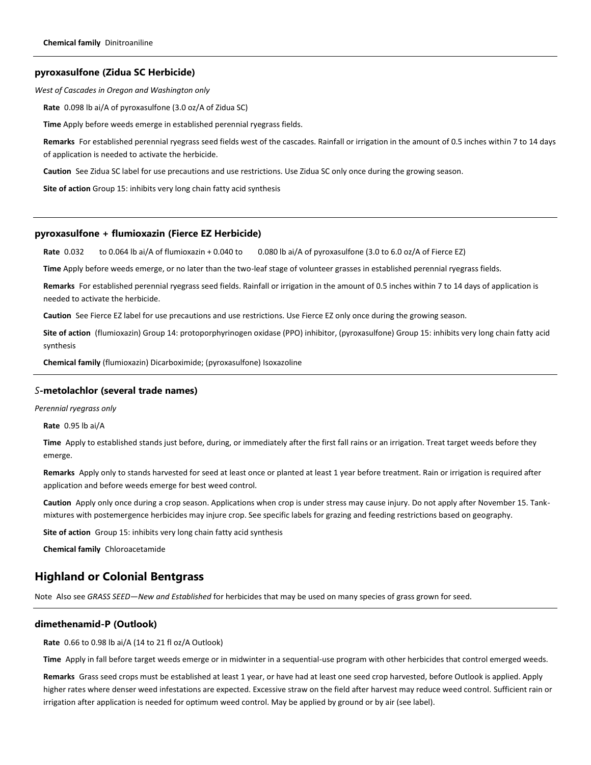**Chemical family** Dinitroaniline

### pyroxasulfone (Zidua SC Herbicide)

*West of Cascades in Oregon and Washington only*

**Rate** 0.098 lb ai/A of pyroxasulfone (3.0 oz/A of Zidua SC)

**Time** Apply before weeds emerge in established perennial ryegrass fields.

**Remarks** For established perennial ryegrass seed fields west of the cascades. Rainfall or irrigation in the amount of 0.5 inches within 7 to 14 days of application is needed to activate the herbicide.

**Caution** See Zidua SC label for use precautions and use restrictions. Use Zidua SC only once during the growing season.

**Site of action** Group 15: inhibits very long chain fatty acid synthesis

### pyroxasulfone + flumioxazin (Fierce EZ Herbicide)

**Rate** 0.032 to 0.064 lb ai/A of flumioxazin + 0.040 to 0.080 lb ai/A of pyroxasulfone (3.0 to 6.0 oz/A of Fierce EZ)

**Time** Apply before weeds emerge, or no later than the two-leaf stage of volunteer grasses in established perennial ryegrass fields.

**Remarks** For established perennial ryegrass seed fields. Rainfall or irrigation in the amount of 0.5 inches within 7 to 14 days of application is needed to activate the herbicide.

**Caution** See Fierce EZ label for use precautions and use restrictions. Use Fierce EZ only once during the growing season.

**Site of action** (flumioxazin) Group 14: protoporphyrinogen oxidase (PPO) inhibitor, (pyroxasulfone) Group 15: inhibits very long chain fatty acid synthesis

**Chemical family** (flumioxazin) Dicarboximide; (pyroxasulfone) Isoxazoline

### *S*-metolachlor (several trade names)

*Perennial ryegrass only*

**Rate** 0.95 lb ai/A

**Time** Apply to established stands just before, during, or immediately after the first fall rains or an irrigation. Treat target weeds before they emerge.

**Remarks** Apply only to stands harvested for seed at least once or planted at least 1 year before treatment. Rain or irrigation is required after application and before weeds emerge for best weed control.

**Caution** Apply only once during a crop season. Applications when crop is under stress may cause injury. Do not apply after November 15. Tank-mixtures with postemergence herbicides may injure crop. See specific labels for grazing and feeding restrictions based on geography.

**Site of action** Group 15: inhibits very long chain fatty acid synthesis

**Chemical family** Chloroacetamide

## Highland or Colonial Bentgrass

Note Also see *GRASS SEED—New and Established* for herbicides that may be used on many species of grass grown for seed.

### dimethenamid-P (Outlook)

**Rate** 0.66 to 0.98 lb ai/A (14 to 21 fl oz/A Outlook)

**Time** Apply in fall before target weeds emerge or in midwinter in a sequential-use program with other herbicides that control emerged weeds.

**Remarks** Grass seed crops must be established at least 1 year, or have had at least one seed crop harvested, before Outlook is applied. Apply higher rates where denser weed infestations are expected. Excessive straw on the field after harvest may reduce weed control. Sufficient rain or irrigation after application is needed for optimum weed control. May be applied by ground or by air (see label).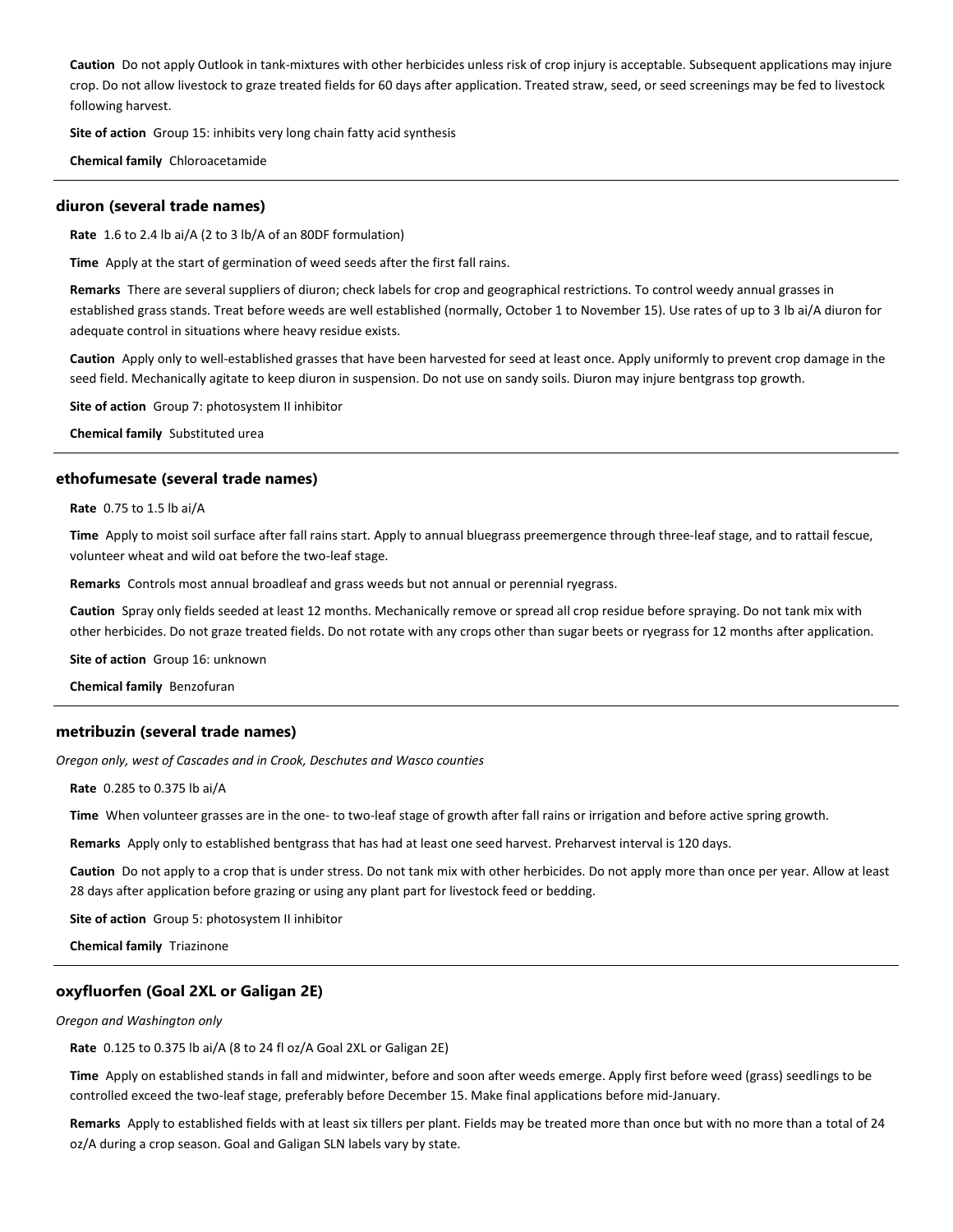**Caution** Do not apply Outlook in tank-mixtures with other herbicides unless risk of crop injury is acceptable. Subsequent applications may injure crop. Do not allow livestock to graze treated fields for 60 days after application. Treated straw, seed, or seed screenings may be fed to livestock following harvest.

**Site of action** Group 15: inhibits very long chain fatty acid synthesis

**Chemical family** Chloroacetamide

---

### diuron (several trade names)

**Rate** 1.6 to 2.4 lb ai/A (2 to 3 lb/A of an 80DF formulation)

**Time** Apply at the start of germination of weed seeds after the first fall rains.

**Remarks** There are several suppliers of diuron; check labels for crop and geographical restrictions. To control weedy annual grasses in established grass stands. Treat before weeds are well established (normally, October 1 to November 15). Use rates of up to 3 lb ai/A diuron for adequate control in situations where heavy residue exists.

**Caution** Apply only to well-established grasses that have been harvested for seed at least once. Apply uniformly to prevent crop damage in the seed field. Mechanically agitate to keep diuron in suspension. Do not use on sandy soils. Diuron may injure bentgrass top growth.

**Site of action** Group 7: photosystem II inhibitor

**Chemical family** Substituted urea

---

### ethofumesate (several trade names)

**Rate** 0.75 to 1.5 lb ai/A

**Time** Apply to moist soil surface after fall rains start. Apply to annual bluegrass preemergence through three-leaf stage, and to rattail fescue, volunteer wheat and wild oat before the two-leaf stage.

**Remarks** Controls most annual broadleaf and grass weeds but not annual or perennial ryegrass.

**Caution** Spray only fields seeded at least 12 months. Mechanically remove or spread all crop residue before spraying. Do not tank mix with other herbicides. Do not graze treated fields. Do not rotate with any crops other than sugar beets or ryegrass for 12 months after application.

**Site of action** Group 16: unknown

**Chemical family** Benzofuran

---

### metribuzin (several trade names)

*Oregon only, west of Cascades and in Crook, Deschutes and Wasco counties*

**Rate** 0.285 to 0.375 lb ai/A

**Time** When volunteer grasses are in the one- to two-leaf stage of growth after fall rains or irrigation and before active spring growth.

**Remarks** Apply only to established bentgrass that has had at least one seed harvest. Preharvest interval is 120 days.

**Caution** Do not apply to a crop that is under stress. Do not tank mix with other herbicides. Do not apply more than once per year. Allow at least 28 days after application before grazing or using any plant part for livestock feed or bedding.

**Site of action** Group 5: photosystem II inhibitor

**Chemical family** Triazinone

---

### oxyfluorfen (Goal 2XL or Galigan 2E)

*Oregon and Washington only*

**Rate** 0.125 to 0.375 lb ai/A (8 to 24 fl oz/A Goal 2XL or Galigan 2E)

**Time** Apply on established stands in fall and midwinter, before and soon after weeds emerge. Apply first before weed (grass) seedlings to be controlled exceed the two-leaf stage, preferably before December 15. Make final applications before mid-January.

**Remarks** Apply to established fields with at least six tillers per plant. Fields may be treated more than once but with no more than a total of 24 oz/A during a crop season. Goal and Galigan SLN labels vary by state.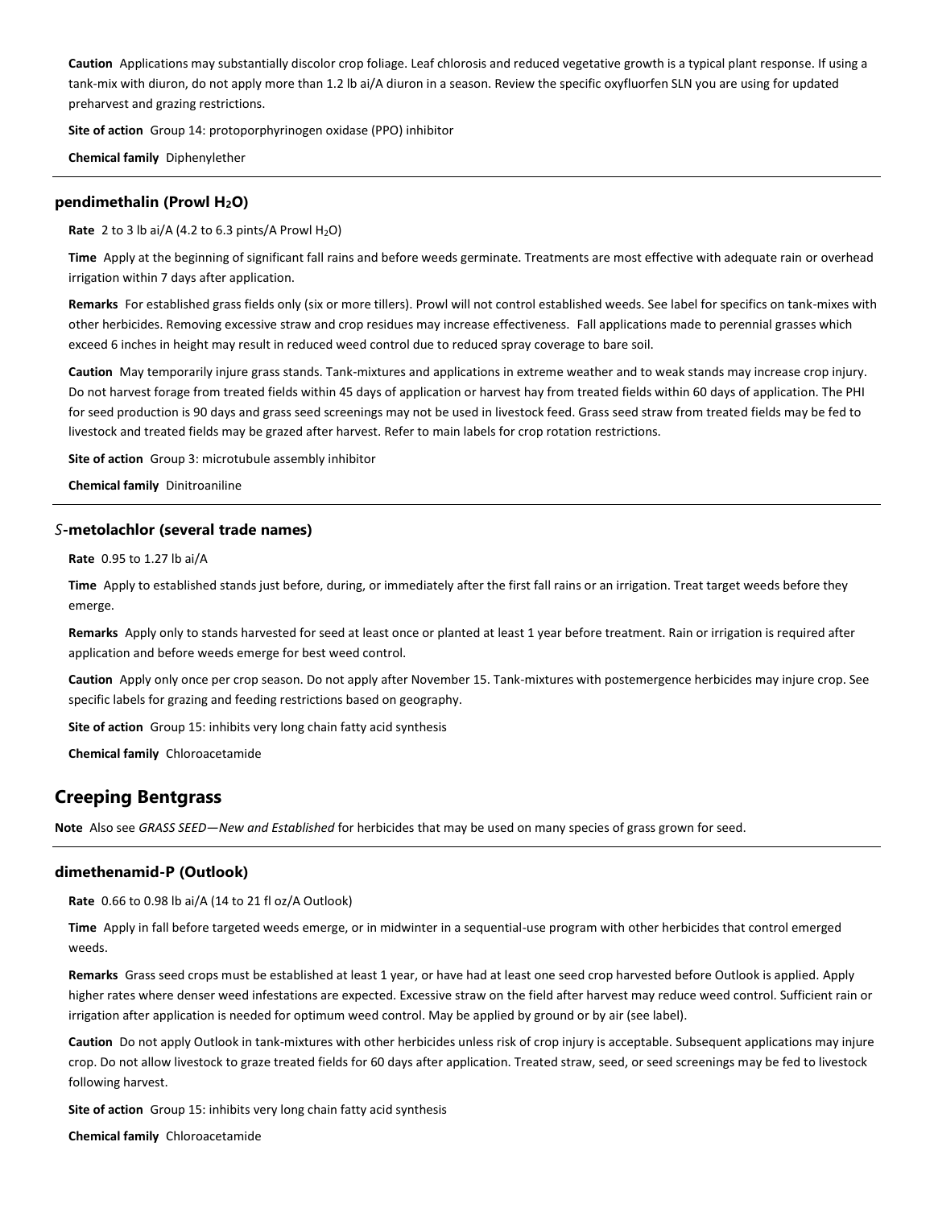**Caution** Applications may substantially discolor crop foliage. Leaf chlorosis and reduced vegetative growth is a typical plant response. If using a tank-mix with diuron, do not apply more than 1.2 lb ai/A diuron in a season. Review the specific oxyfluorfen SLN you are using for updated preharvest and grazing restrictions.

**Site of action** Group 14: protoporphyrinogen oxidase (PPO) inhibitor

**Chemical family** Diphenylether

---

### pendimethalin (Prowl $H_2O$)

**Rate** 2 to 3 lb ai/A (4.2 to 6.3 pints/A Prowl $H_2O$)

**Time** Apply at the beginning of significant fall rains and before weeds germinate. Treatments are most effective with adequate rain or overhead irrigation within 7 days after application.

**Remarks** For established grass fields only (six or more tillers). Prowl will not control established weeds. See label for specifics on tank-mixes with other herbicides. Removing excessive straw and crop residues may increase effectiveness. Fall applications made to perennial grasses which exceed 6 inches in height may result in reduced weed control due to reduced spray coverage to bare soil.

**Caution** May temporarily injure grass stands. Tank-mixtures and applications in extreme weather and to weak stands may increase crop injury. Do not harvest forage from treated fields within 45 days of application or harvest hay from treated fields within 60 days of application. The PHI for seed production is 90 days and grass seed screenings may not be used in livestock feed. Grass seed straw from treated fields may be fed to livestock and treated fields may be grazed after harvest. Refer to main labels for crop rotation restrictions.

**Site of action** Group 3: microtubule assembly inhibitor

**Chemical family** Dinitroaniline

---

### *S*-metolachlor (several trade names)

**Rate** 0.95 to 1.27 lb ai/A

**Time** Apply to established stands just before, during, or immediately after the first fall rains or an irrigation. Treat target weeds before they emerge.

**Remarks** Apply only to stands harvested for seed at least once or planted at least 1 year before treatment. Rain or irrigation is required after application and before weeds emerge for best weed control.

**Caution** Apply only once per crop season. Do not apply after November 15. Tank-mixtures with postemergence herbicides may injure crop. See specific labels for grazing and feeding restrictions based on geography.

**Site of action** Group 15: inhibits very long chain fatty acid synthesis

**Chemical family** Chloroacetamide

## Creeping Bentgrass

**Note** Also see *GRASS SEED—New and Established* for herbicides that may be used on many species of grass grown for seed.

---

### dimethenamid-P (Outlook)

**Rate** 0.66 to 0.98 lb ai/A (14 to 21 fl oz/A Outlook)

**Time** Apply in fall before targeted weeds emerge, or in midwinter in a sequential-use program with other herbicides that control emerged weeds.

**Remarks** Grass seed crops must be established at least 1 year, or have had at least one seed crop harvested before Outlook is applied. Apply higher rates where denser weed infestations are expected. Excessive straw on the field after harvest may reduce weed control. Sufficient rain or irrigation after application is needed for optimum weed control. May be applied by ground or by air (see label).

**Caution** Do not apply Outlook in tank-mixtures with other herbicides unless risk of crop injury is acceptable. Subsequent applications may injure crop. Do not allow livestock to graze treated fields for 60 days after application. Treated straw, seed, or seed screenings may be fed to livestock following harvest.

**Site of action** Group 15: inhibits very long chain fatty acid synthesis

**Chemical family** Chloroacetamide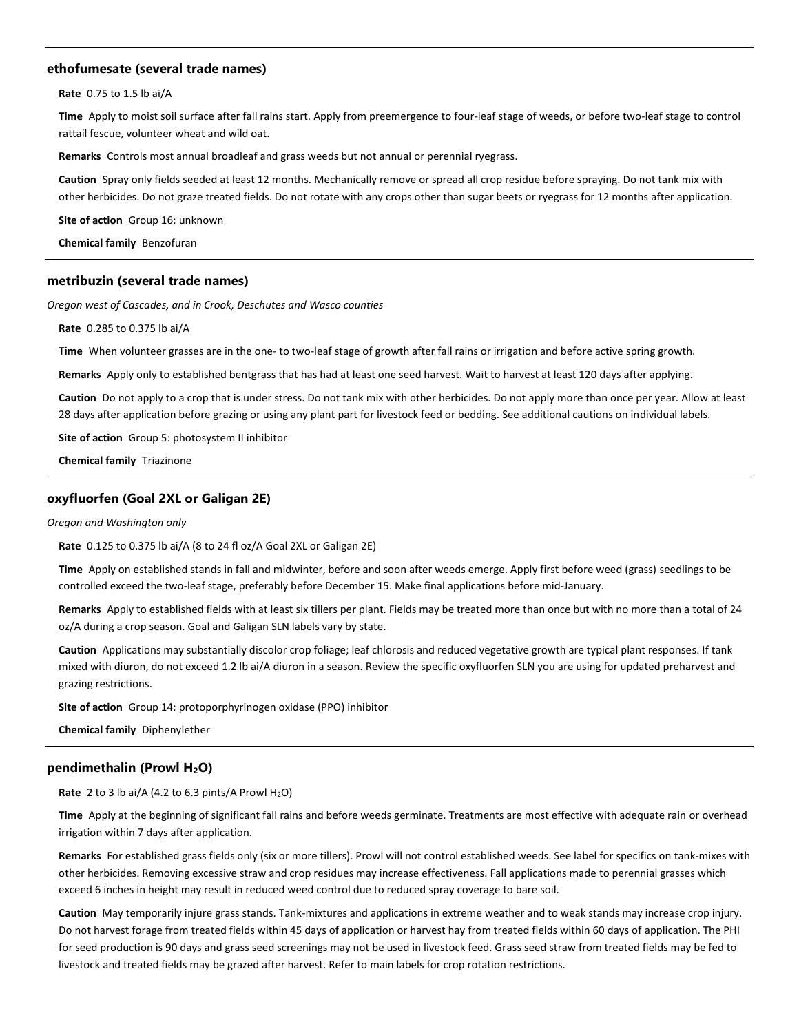### ethofumesate (several trade names)

**Rate** 0.75 to 1.5 lb ai/A

**Time** Apply to moist soil surface after fall rains start. Apply from preemergence to four-leaf stage of weeds, or before two-leaf stage to control rattail fescue, volunteer wheat and wild oat.

**Remarks** Controls most annual broadleaf and grass weeds but not annual or perennial ryegrass.

**Caution** Spray only fields seeded at least 12 months. Mechanically remove or spread all crop residue before spraying. Do not tank mix with other herbicides. Do not graze treated fields. Do not rotate with any crops other than sugar beets or ryegrass for 12 months after application.

**Site of action** Group 16: unknown

**Chemical family** Benzofuran

### metribuzin (several trade names)

*Oregon west of Cascades, and in Crook, Deschutes and Wasco counties*

**Rate** 0.285 to 0.375 lb ai/A

**Time** When volunteer grasses are in the one- to two-leaf stage of growth after fall rains or irrigation and before active spring growth.

**Remarks** Apply only to established bentgrass that has had at least one seed harvest. Wait to harvest at least 120 days after applying.

**Caution** Do not apply to a crop that is under stress. Do not tank mix with other herbicides. Do not apply more than once per year. Allow at least 28 days after application before grazing or using any plant part for livestock feed or bedding. See additional cautions on individual labels.

**Site of action** Group 5: photosystem II inhibitor

**Chemical family** Triazinone

### oxyfluorfen (Goal 2XL or Galigan 2E)

*Oregon and Washington only*

**Rate** 0.125 to 0.375 lb ai/A (8 to 24 fl oz/A Goal 2XL or Galigan 2E)

**Time** Apply on established stands in fall and midwinter, before and soon after weeds emerge. Apply first before weed (grass) seedlings to be controlled exceed the two-leaf stage, preferably before December 15. Make final applications before mid-January.

**Remarks** Apply to established fields with at least six tillers per plant. Fields may be treated more than once but with no more than a total of 24 oz/A during a crop season. Goal and Galigan SLN labels vary by state.

**Caution** Applications may substantially discolor crop foliage; leaf chlorosis and reduced vegetative growth are typical plant responses. If tank mixed with diuron, do not exceed 1.2 lb ai/A diuron in a season. Review the specific oxyfluorfen SLN you are using for updated preharvest and grazing restrictions.

**Site of action** Group 14: protoporphyrinogen oxidase (PPO) inhibitor

**Chemical family** Diphenylether

### pendimethalin (Prowl $H_2O$)

**Rate** 2 to 3 lb ai/A (4.2 to 6.3 pints/A Prowl $H_2O$)

**Time** Apply at the beginning of significant fall rains and before weeds germinate. Treatments are most effective with adequate rain or overhead irrigation within 7 days after application.

**Remarks** For established grass fields only (six or more tillers). Prowl will not control established weeds. See label for specifics on tank-mixes with other herbicides. Removing excessive straw and crop residues may increase effectiveness. Fall applications made to perennial grasses which exceed 6 inches in height may result in reduced weed control due to reduced spray coverage to bare soil.

**Caution** May temporarily injure grass stands. Tank-mixtures and applications in extreme weather and to weak stands may increase crop injury. Do not harvest forage from treated fields within 45 days of application or harvest hay from treated fields within 60 days of application. The PHI for seed production is 90 days and grass seed screenings may not be used in livestock feed. Grass seed straw from treated fields may be fed to livestock and treated fields may be grazed after harvest. Refer to main labels for crop rotation restrictions.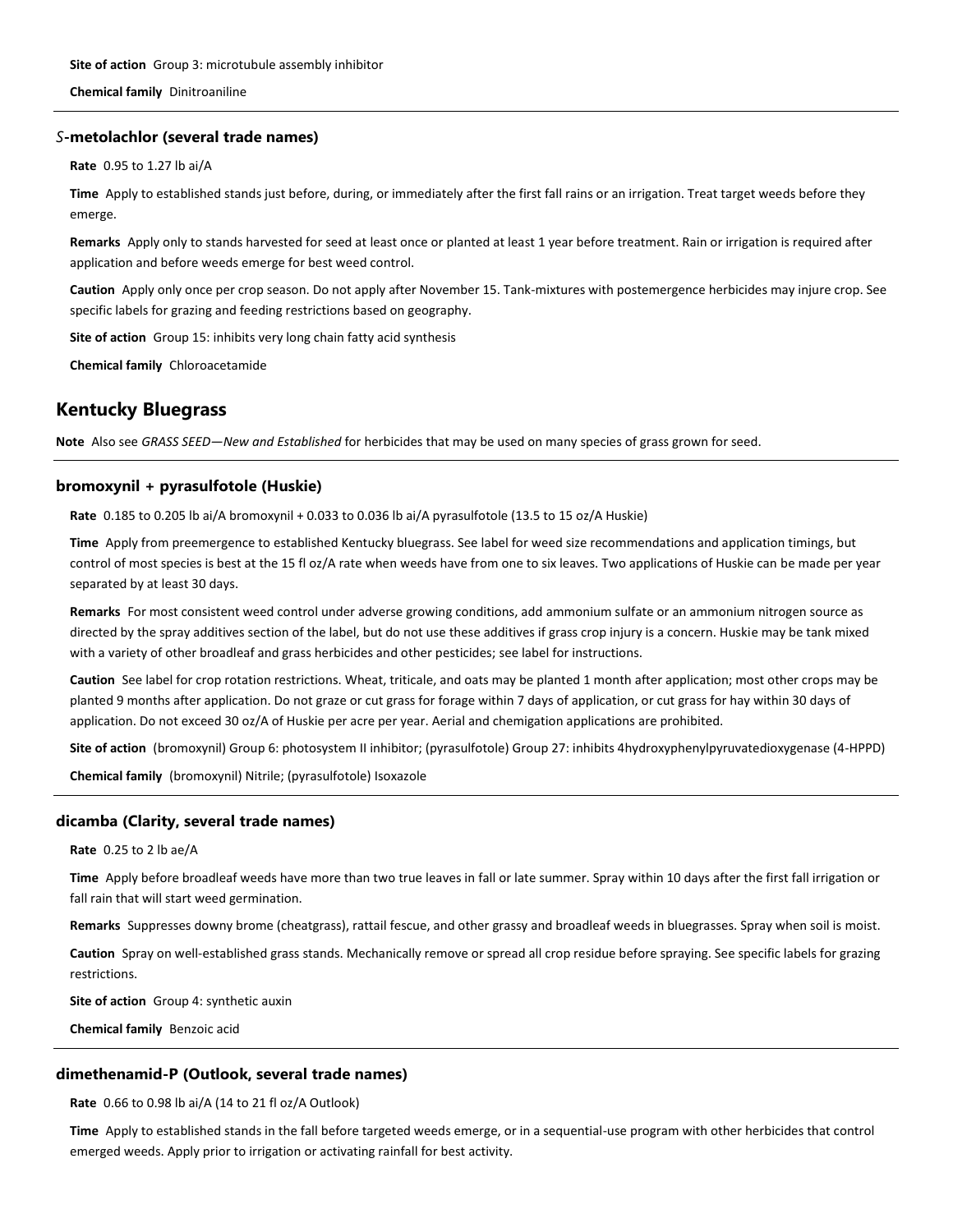**Site of action** Group 3: microtubule assembly inhibitor

**Chemical family** Dinitroaniline

### *S*-metolachlor (several trade names)

**Rate** 0.95 to 1.27 lb ai/A

**Time** Apply to established stands just before, during, or immediately after the first fall rains or an irrigation. Treat target weeds before they emerge.

**Remarks** Apply only to stands harvested for seed at least once or planted at least 1 year before treatment. Rain or irrigation is required after application and before weeds emerge for best weed control.

**Caution** Apply only once per crop season. Do not apply after November 15. Tank-mixtures with postemergence herbicides may injure crop. See specific labels for grazing and feeding restrictions based on geography.

**Site of action** Group 15: inhibits very long chain fatty acid synthesis

**Chemical family** Chloroacetamide

## Kentucky Bluegrass

**Note** Also see *GRASS SEED—New and Established* for herbicides that may be used on many species of grass grown for seed.

### bromoxynil + pyrasulfotole (Huskie)

**Rate** 0.185 to 0.205 lb ai/A bromoxynil + 0.033 to 0.036 lb ai/A pyrasulfotole (13.5 to 15 oz/A Huskie)

**Time** Apply from preemergence to established Kentucky bluegrass. See label for weed size recommendations and application timings, but control of most species is best at the 15 fl oz/A rate when weeds have from one to six leaves. Two applications of Huskie can be made per year separated by at least 30 days.

**Remarks** For most consistent weed control under adverse growing conditions, add ammonium sulfate or an ammonium nitrogen source as directed by the spray additives section of the label, but do not use these additives if grass crop injury is a concern. Huskie may be tank mixed with a variety of other broadleaf and grass herbicides and other pesticides; see label for instructions.

**Caution** See label for crop rotation restrictions. Wheat, triticale, and oats may be planted 1 month after application; most other crops may be planted 9 months after application. Do not graze or cut grass for forage within 7 days of application, or cut grass for hay within 30 days of application. Do not exceed 30 oz/A of Huskie per acre per year. Aerial and chemigation applications are prohibited.

**Site of action** (bromoxynil) Group 6: photosystem II inhibitor; (pyrasulfotole) Group 27: inhibits 4hydroxyphenylpyruvatedioxygenase (4-HPPD)

**Chemical family** (bromoxynil) Nitrile; (pyrasulfotole) Isoxazole

### dicamba (Clarity, several trade names)

**Rate** 0.25 to 2 lb ae/A

**Time** Apply before broadleaf weeds have more than two true leaves in fall or late summer. Spray within 10 days after the first fall irrigation or fall rain that will start weed germination.

**Remarks** Suppresses downy brome (cheatgrass), rattail fescue, and other grassy and broadleaf weeds in bluegrasses. Spray when soil is moist.

**Caution** Spray on well-established grass stands. Mechanically remove or spread all crop residue before spraying. See specific labels for grazing restrictions.

**Site of action** Group 4: synthetic auxin

**Chemical family** Benzoic acid

### dimethenamid-P (Outlook, several trade names)

**Rate** 0.66 to 0.98 lb ai/A (14 to 21 fl oz/A Outlook)

**Time** Apply to established stands in the fall before targeted weeds emerge, or in a sequential-use program with other herbicides that control emerged weeds. Apply prior to irrigation or activating rainfall for best activity.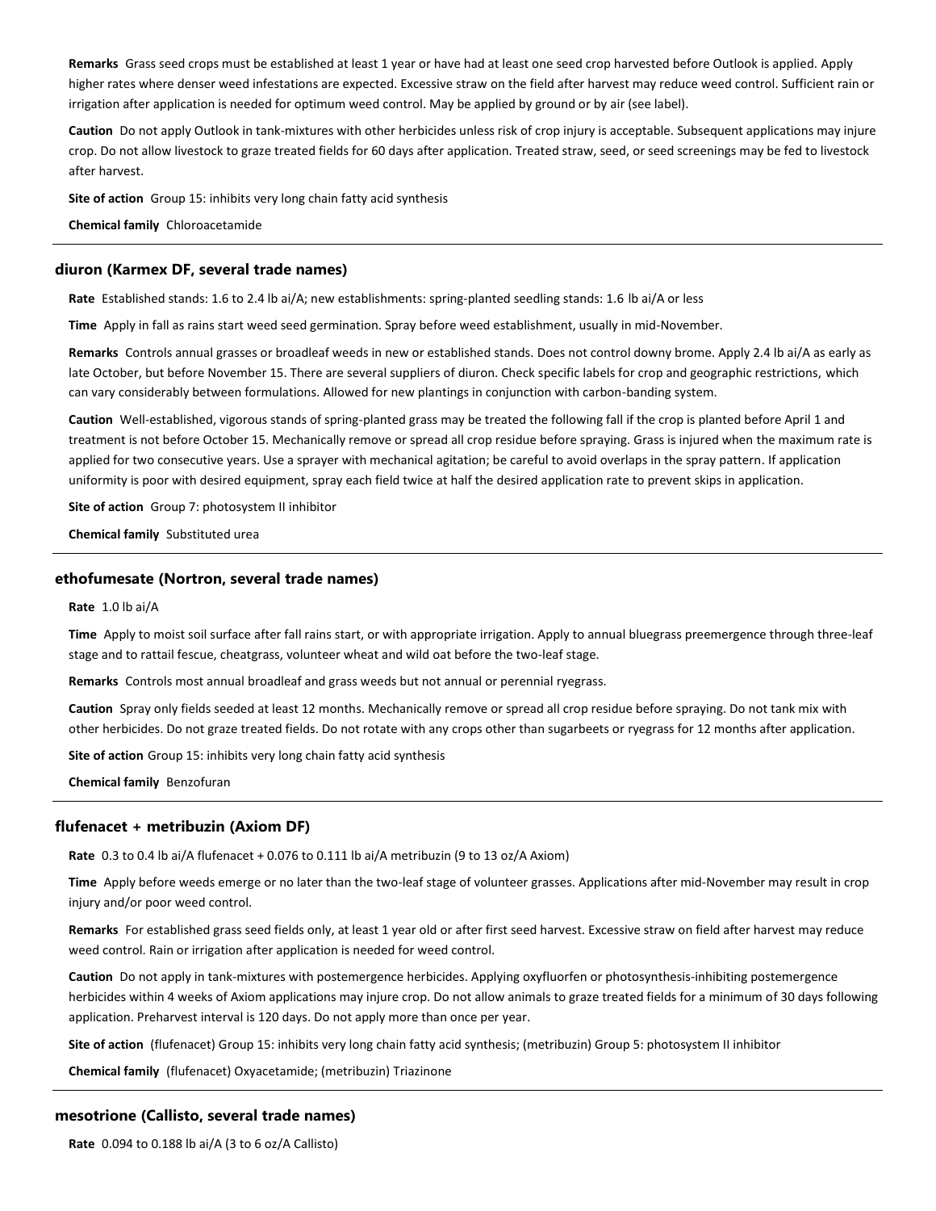**Remarks** Grass seed crops must be established at least 1 year or have had at least one seed crop harvested before Outlook is applied. Apply higher rates where denser weed infestations are expected. Excessive straw on the field after harvest may reduce weed control. Sufficient rain or irrigation after application is needed for optimum weed control. May be applied by ground or by air (see label).

**Caution** Do not apply Outlook in tank-mixtures with other herbicides unless risk of crop injury is acceptable. Subsequent applications may injure crop. Do not allow livestock to graze treated fields for 60 days after application. Treated straw, seed, or seed screenings may be fed to livestock after harvest.

**Site of action** Group 15: inhibits very long chain fatty acid synthesis

**Chemical family** Chloroacetamide

---

### diuron (Karmex DF, several trade names)

**Rate** Established stands: 1.6 to 2.4 lb ai/A; new establishments: spring-planted seedling stands: 1.6 lb ai/A or less

**Time** Apply in fall as rains start weed seed germination. Spray before weed establishment, usually in mid-November.

**Remarks** Controls annual grasses or broadleaf weeds in new or established stands. Does not control downy brome. Apply 2.4 lb ai/A as early as late October, but before November 15. There are several suppliers of diuron. Check specific labels for crop and geographic restrictions, which can vary considerably between formulations. Allowed for new plantings in conjunction with carbon-banding system.

**Caution** Well-established, vigorous stands of spring-planted grass may be treated the following fall if the crop is planted before April 1 and treatment is not before October 15. Mechanically remove or spread all crop residue before spraying. Grass is injured when the maximum rate is applied for two consecutive years. Use a sprayer with mechanical agitation; be careful to avoid overlaps in the spray pattern. If application uniformity is poor with desired equipment, spray each field twice at half the desired application rate to prevent skips in application.

**Site of action** Group 7: photosystem II inhibitor

**Chemical family** Substituted urea

---

### ethofumesate (Nortron, several trade names)

**Rate** 1.0 lb ai/A

**Time** Apply to moist soil surface after fall rains start, or with appropriate irrigation. Apply to annual bluegrass preemergence through three-leaf stage and to rattail fescue, cheatgrass, volunteer wheat and wild oat before the two-leaf stage.

**Remarks** Controls most annual broadleaf and grass weeds but not annual or perennial ryegrass.

**Caution** Spray only fields seeded at least 12 months. Mechanically remove or spread all crop residue before spraying. Do not tank mix with other herbicides. Do not graze treated fields. Do not rotate with any crops other than sugarbeets or ryegrass for 12 months after application.

**Site of action** Group 15: inhibits very long chain fatty acid synthesis

**Chemical family** Benzofuran

---

### flufenacet + metribuzin (Axiom DF)

**Rate** 0.3 to 0.4 lb ai/A flufenacet + 0.076 to 0.111 lb ai/A metribuzin (9 to 13 oz/A Axiom)

**Time** Apply before weeds emerge or no later than the two-leaf stage of volunteer grasses. Applications after mid-November may result in crop injury and/or poor weed control.

**Remarks** For established grass seed fields only, at least 1 year old or after first seed harvest. Excessive straw on field after harvest may reduce weed control. Rain or irrigation after application is needed for weed control.

**Caution** Do not apply in tank-mixtures with postemergence herbicides. Applying oxyfluorfen or photosynthesis-inhibiting postemergence herbicides within 4 weeks of Axiom applications may injure crop. Do not allow animals to graze treated fields for a minimum of 30 days following application. Preharvest interval is 120 days. Do not apply more than once per year.

**Site of action** (flufenacet) Group 15: inhibits very long chain fatty acid synthesis; (metribuzin) Group 5: photosystem II inhibitor

**Chemical family** (flufenacet) Oxyacetamide; (metribuzin) Triazinone

---

### mesotrione (Callisto, several trade names)

**Rate** 0.094 to 0.188 lb ai/A (3 to 6 oz/A Callisto)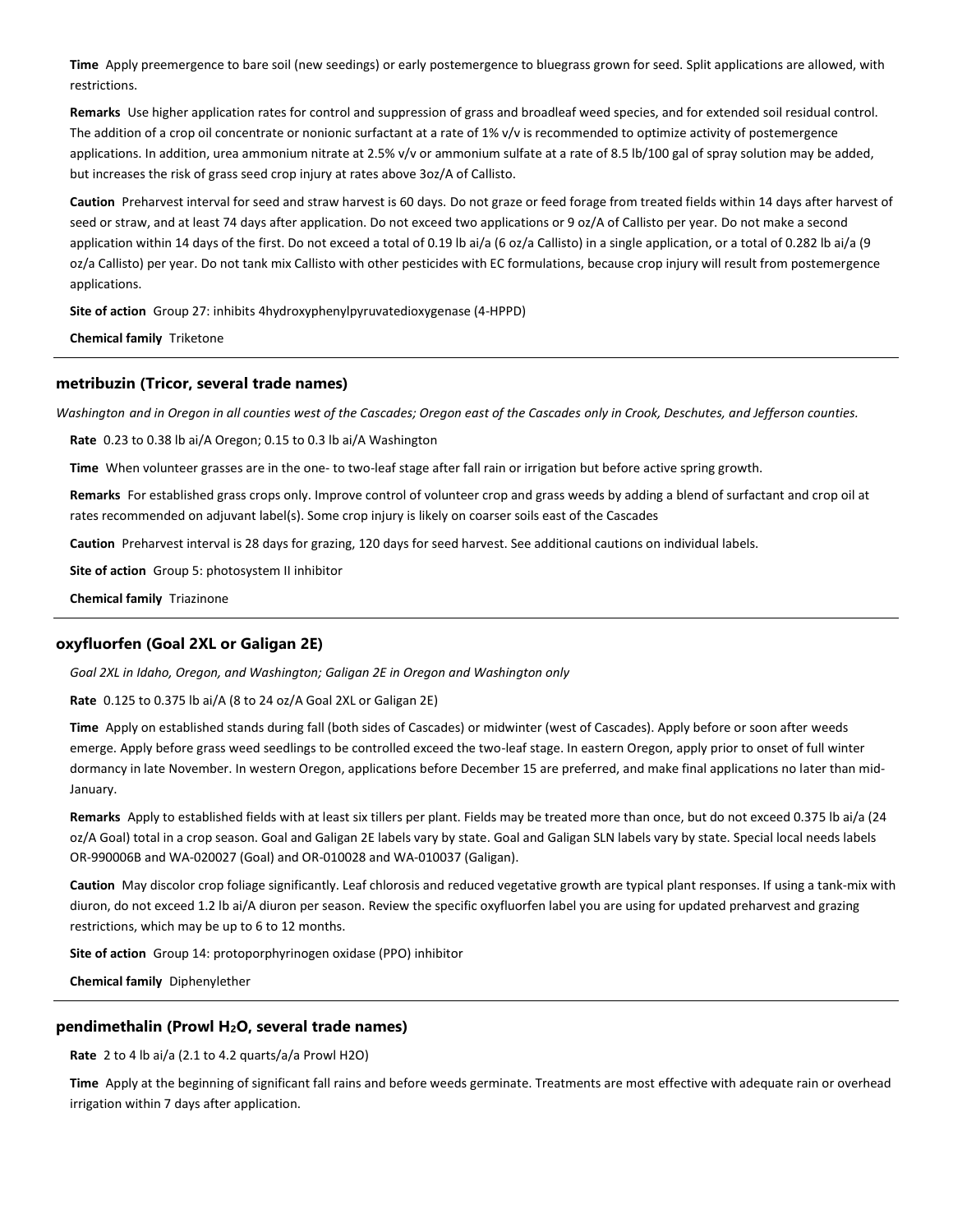**Time** Apply preemergence to bare soil (new seedings) or early postemergence to bluegrass grown for seed. Split applications are allowed, with restrictions.

**Remarks** Use higher application rates for control and suppression of grass and broadleaf weed species, and for extended soil residual control. The addition of a crop oil concentrate or nonionic surfactant at a rate of 1% v/v is recommended to optimize activity of postemergence applications. In addition, urea ammonium nitrate at 2.5% v/v or ammonium sulfate at a rate of 8.5 lb/100 gal of spray solution may be added, but increases the risk of grass seed crop injury at rates above 3oz/A of Callisto.

**Caution** Preharvest interval for seed and straw harvest is 60 days. Do not graze or feed forage from treated fields within 14 days after harvest of seed or straw, and at least 74 days after application. Do not exceed two applications or 9 oz/A of Callisto per year. Do not make a second application within 14 days of the first. Do not exceed a total of 0.19 lb ai/a (6 oz/a Callisto) in a single application, or a total of 0.282 lb ai/a (9 oz/a Callisto) per year. Do not tank mix Callisto with other pesticides with EC formulations, because crop injury will result from postemergence applications.

**Site of action** Group 27: inhibits 4hydroxyphenylpyruvatedioxygenase (4-HPPD)

**Chemical family** Triketone

---

### metribuzin (Tricor, several trade names)

*Washington and in Oregon in all counties west of the Cascades; Oregon east of the Cascades only in Crook, Deschutes, and Jefferson counties.*

**Rate** 0.23 to 0.38 lb ai/A Oregon; 0.15 to 0.3 lb ai/A Washington

**Time** When volunteer grasses are in the one- to two-leaf stage after fall rain or irrigation but before active spring growth.

**Remarks** For established grass crops only. Improve control of volunteer crop and grass weeds by adding a blend of surfactant and crop oil at rates recommended on adjuvant label(s). Some crop injury is likely on coarser soils east of the Cascades

**Caution** Preharvest interval is 28 days for grazing, 120 days for seed harvest. See additional cautions on individual labels.

**Site of action** Group 5: photosystem II inhibitor

**Chemical family** Triazinone

---

### oxyfluorfen (Goal 2XL or Galigan 2E)

*Goal 2XL in Idaho, Oregon, and Washington; Galigan 2E in Oregon and Washington only*

**Rate** 0.125 to 0.375 lb ai/A (8 to 24 oz/A Goal 2XL or Galigan 2E)

**Time** Apply on established stands during fall (both sides of Cascades) or midwinter (west of Cascades). Apply before or soon after weeds emerge. Apply before grass weed seedlings to be controlled exceed the two-leaf stage. In eastern Oregon, apply prior to onset of full winter dormancy in late November. In western Oregon, applications before December 15 are preferred, and make final applications no later than mid-January.

**Remarks** Apply to established fields with at least six tillers per plant. Fields may be treated more than once, but do not exceed 0.375 lb ai/a (24 oz/A Goal) total in a crop season. Goal and Galigan 2E labels vary by state. Goal and Galigan SLN labels vary by state. Special local needs labels OR-990006B and WA-020027 (Goal) and OR-010028 and WA-010037 (Galigan).

**Caution** May discolor crop foliage significantly. Leaf chlorosis and reduced vegetative growth are typical plant responses. If using a tank-mix with diuron, do not exceed 1.2 lb ai/A diuron per season. Review the specific oxyfluorfen label you are using for updated preharvest and grazing restrictions, which may be up to 6 to 12 months.

**Site of action** Group 14: protoporphyrinogen oxidase (PPO) inhibitor

**Chemical family** Diphenylether

---

### pendimethalin (Prowl $H_2O$, several trade names)

**Rate** 2 to 4 lb ai/a (2.1 to 4.2 quarts/a/a Prowl H2O)

**Time** Apply at the beginning of significant fall rains and before weeds germinate. Treatments are most effective with adequate rain or overhead irrigation within 7 days after application.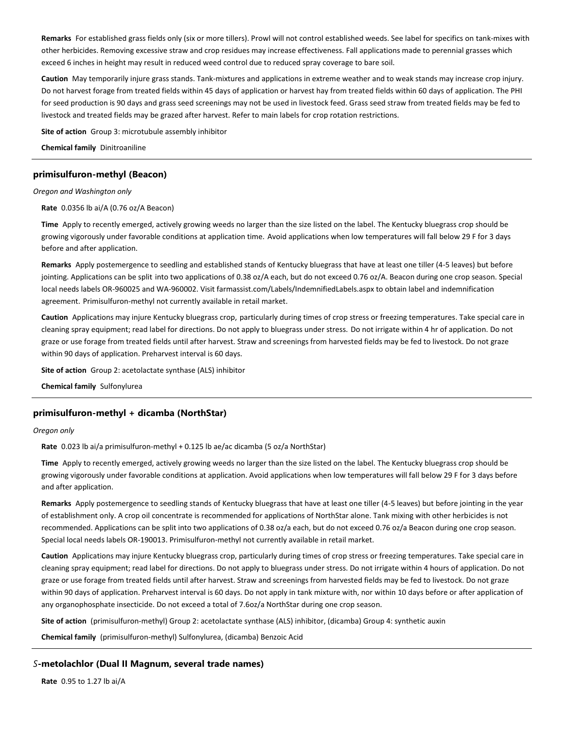**Remarks** For established grass fields only (six or more tillers). Prowl will not control established weeds. See label for specifics on tank-mixes with other herbicides. Removing excessive straw and crop residues may increase effectiveness. Fall applications made to perennial grasses which exceed 6 inches in height may result in reduced weed control due to reduced spray coverage to bare soil.

**Caution** May temporarily injure grass stands. Tank-mixtures and applications in extreme weather and to weak stands may increase crop injury. Do not harvest forage from treated fields within 45 days of application or harvest hay from treated fields within 60 days of application. The PHI for seed production is 90 days and grass seed screenings may not be used in livestock feed. Grass seed straw from treated fields may be fed to livestock and treated fields may be grazed after harvest. Refer to main labels for crop rotation restrictions.

**Site of action** Group 3: microtubule assembly inhibitor

**Chemical family** Dinitroaniline

---

### primisulfuron-methyl (Beacon)

*Oregon and Washington only*

**Rate** 0.0356 lb ai/A (0.76 oz/A Beacon)

**Time** Apply to recently emerged, actively growing weeds no larger than the size listed on the label. The Kentucky bluegrass crop should be growing vigorously under favorable conditions at application time. Avoid applications when low temperatures will fall below 29 F for 3 days before and after application.

**Remarks** Apply postemergence to seedling and established stands of Kentucky bluegrass that have at least one tiller (4-5 leaves) but before jointing. Applications can be split into two applications of 0.38 oz/A each, but do not exceed 0.76 oz/A. Beacon during one crop season. Special local needs labels OR-960025 and WA-960002. Visit farmassist.com/Labels/IndemnifiedLabels.aspx to obtain label and indemnification agreement. Primisulfuron-methyl not currently available in retail market.

**Caution** Applications may injure Kentucky bluegrass crop, particularly during times of crop stress or freezing temperatures. Take special care in cleaning spray equipment; read label for directions. Do not apply to bluegrass under stress. Do not irrigate within 4 hr of application. Do not graze or use forage from treated fields until after harvest. Straw and screenings from harvested fields may be fed to livestock. Do not graze within 90 days of application. Preharvest interval is 60 days.

**Site of action** Group 2: acetolactate synthase (ALS) inhibitor

**Chemical family** Sulfonylurea

---

### primisulfuron-methyl + dicamba (NorthStar)

*Oregon only*

**Rate** 0.023 lb ai/a primisulfuron-methyl + 0.125 lb ae/ac dicamba (5 oz/a NorthStar)

**Time** Apply to recently emerged, actively growing weeds no larger than the size listed on the label. The Kentucky bluegrass crop should be growing vigorously under favorable conditions at application. Avoid applications when low temperatures will fall below 29 F for 3 days before and after application.

**Remarks** Apply postemergence to seedling stands of Kentucky bluegrass that have at least one tiller (4-5 leaves) but before jointing in the year of establishment only. A crop oil concentrate is recommended for applications of NorthStar alone. Tank mixing with other herbicides is not recommended. Applications can be split into two applications of 0.38 oz/a each, but do not exceed 0.76 oz/a Beacon during one crop season. Special local needs labels OR-190013. Primisulfuron-methyl not currently available in retail market.

**Caution** Applications may injure Kentucky bluegrass crop, particularly during times of crop stress or freezing temperatures. Take special care in cleaning spray equipment; read label for directions. Do not apply to bluegrass under stress. Do not irrigate within 4 hours of application. Do not graze or use forage from treated fields until after harvest. Straw and screenings from harvested fields may be fed to livestock. Do not graze within 90 days of application. Preharvest interval is 60 days. Do not apply in tank mixture with, nor within 10 days before or after application of any organophosphate insecticide. Do not exceed a total of 7.6oz/a NorthStar during one crop season.

**Site of action** (primisulfuron-methyl) Group 2: acetolactate synthase (ALS) inhibitor, (dicamba) Group 4: synthetic auxin

**Chemical family** (primisulfuron-methyl) Sulfonylurea, (dicamba) Benzoic Acid

---

### *S*-metolachlor (Dual II Magnum, several trade names)

**Rate** 0.95 to 1.27 lb ai/A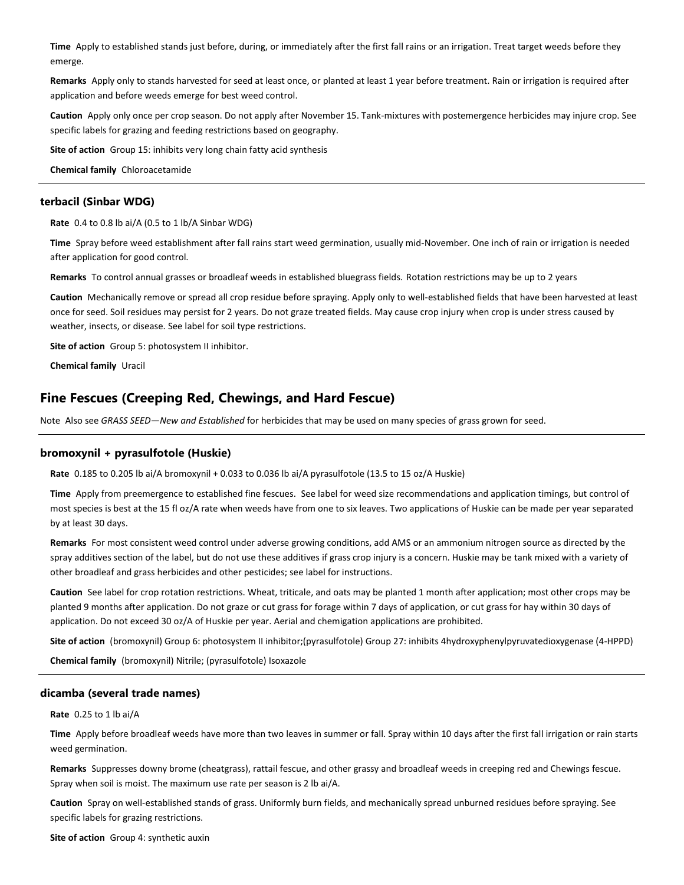**Time** Apply to established stands just before, during, or immediately after the first fall rains or an irrigation. Treat target weeds before they emerge.

**Remarks** Apply only to stands harvested for seed at least once, or planted at least 1 year before treatment. Rain or irrigation is required after application and before weeds emerge for best weed control.

**Caution** Apply only once per crop season. Do not apply after November 15. Tank-mixtures with postemergence herbicides may injure crop. See specific labels for grazing and feeding restrictions based on geography.

**Site of action** Group 15: inhibits very long chain fatty acid synthesis

**Chemical family** Chloroacetamide

---

### terbacil (Sinbar WDG)

**Rate** 0.4 to 0.8 lb ai/A (0.5 to 1 lb/A Sinbar WDG)

**Time** Spray before weed establishment after fall rains start weed germination, usually mid-November. One inch of rain or irrigation is needed after application for good control.

**Remarks** To control annual grasses or broadleaf weeds in established bluegrass fields. Rotation restrictions may be up to 2 years

**Caution** Mechanically remove or spread all crop residue before spraying. Apply only to well-established fields that have been harvested at least once for seed. Soil residues may persist for 2 years. Do not graze treated fields. May cause crop injury when crop is under stress caused by weather, insects, or disease. See label for soil type restrictions.

**Site of action** Group 5: photosystem II inhibitor.

**Chemical family** Uracil

## Fine Fescues (Creeping Red, Chewings, and Hard Fescue)

Note Also see *GRASS SEED—New and Established* for herbicides that may be used on many species of grass grown for seed.

---

### bromoxynil + pyrasulfotole (Huskie)

**Rate** 0.185 to 0.205 lb ai/A bromoxynil + 0.033 to 0.036 lb ai/A pyrasulfotole (13.5 to 15 oz/A Huskie)

**Time** Apply from preemergence to established fine fescues. See label for weed size recommendations and application timings, but control of most species is best at the 15 fl oz/A rate when weeds have from one to six leaves. Two applications of Huskie can be made per year separated by at least 30 days.

**Remarks** For most consistent weed control under adverse growing conditions, add AMS or an ammonium nitrogen source as directed by the spray additives section of the label, but do not use these additives if grass crop injury is a concern. Huskie may be tank mixed with a variety of other broadleaf and grass herbicides and other pesticides; see label for instructions.

**Caution** See label for crop rotation restrictions. Wheat, triticale, and oats may be planted 1 month after application; most other crops may be planted 9 months after application. Do not graze or cut grass for forage within 7 days of application, or cut grass for hay within 30 days of application. Do not exceed 30 oz/A of Huskie per year. Aerial and chemigation applications are prohibited.

**Site of action** (bromoxynil) Group 6: photosystem II inhibitor;(pyrasulfotole) Group 27: inhibits 4hydroxyphenylpyruvatedioxygenase (4-HPPD)

**Chemical family** (bromoxynil) Nitrile; (pyrasulfotole) Isoxazole

---

### dicamba (several trade names)

**Rate** 0.25 to 1 lb ai/A

**Time** Apply before broadleaf weeds have more than two leaves in summer or fall. Spray within 10 days after the first fall irrigation or rain starts weed germination.

**Remarks** Suppresses downy brome (cheatgrass), rattail fescue, and other grassy and broadleaf weeds in creeping red and Chewings fescue. Spray when soil is moist. The maximum use rate per season is 2 lb ai/A.

**Caution** Spray on well-established stands of grass. Uniformly burn fields, and mechanically spread unburned residues before spraying. See specific labels for grazing restrictions.

**Site of action** Group 4: synthetic auxin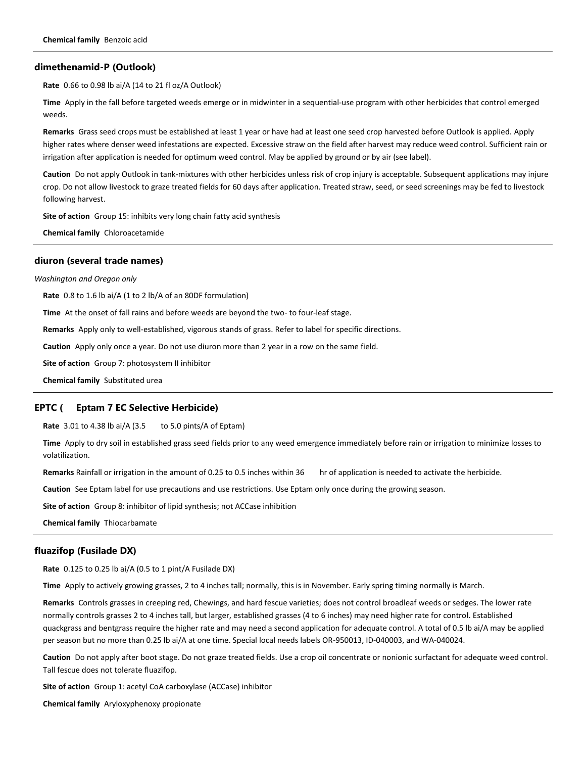**Chemical family** Benzoic acid

---

### dimethenamid-P (Outlook)

**Rate** 0.66 to 0.98 lb ai/A (14 to 21 fl oz/A Outlook)

**Time** Apply in the fall before targeted weeds emerge or in midwinter in a sequential-use program with other herbicides that control emerged weeds.

**Remarks** Grass seed crops must be established at least 1 year or have had at least one seed crop harvested before Outlook is applied. Apply higher rates where denser weed infestations are expected. Excessive straw on the field after harvest may reduce weed control. Sufficient rain or irrigation after application is needed for optimum weed control. May be applied by ground or by air (see label).

**Caution** Do not apply Outlook in tank-mixtures with other herbicides unless risk of crop injury is acceptable. Subsequent applications may injure crop. Do not allow livestock to graze treated fields for 60 days after application. Treated straw, seed, or seed screenings may be fed to livestock following harvest.

**Site of action** Group 15: inhibits very long chain fatty acid synthesis

**Chemical family** Chloroacetamide

---

### diuron (several trade names)

*Washington and Oregon only*

**Rate** 0.8 to 1.6 lb ai/A (1 to 2 lb/A of an 80DF formulation)

**Time** At the onset of fall rains and before weeds are beyond the two- to four-leaf stage.

**Remarks** Apply only to well-established, vigorous stands of grass. Refer to label for specific directions.

**Caution** Apply only once a year. Do not use diuron more than 2 year in a row on the same field.

**Site of action** Group 7: photosystem II inhibitor

**Chemical family** Substituted urea

---

### EPTC ( Eptam 7 EC Selective Herbicide)

**Rate** 3.01 to 4.38 lb ai/A (3.5 to 5.0 pints/A of Eptam)

**Time** Apply to dry soil in established grass seed fields prior to any weed emergence immediately before rain or irrigation to minimize losses to volatilization.

**Remarks** Rainfall or irrigation in the amount of 0.25 to 0.5 inches within 36 hr of application is needed to activate the herbicide.

**Caution** See Eptam label for use precautions and use restrictions. Use Eptam only once during the growing season.

**Site of action** Group 8: inhibitor of lipid synthesis; not ACCase inhibition

**Chemical family** Thiocarbamate

---

### fluazifop (Fusilade DX)

**Rate** 0.125 to 0.25 lb ai/A (0.5 to 1 pint/A Fusilade DX)

**Time** Apply to actively growing grasses, 2 to 4 inches tall; normally, this is in November. Early spring timing normally is March.

**Remarks** Controls grasses in creeping red, Chewings, and hard fescue varieties; does not control broadleaf weeds or sedges. The lower rate normally controls grasses 2 to 4 inches tall, but larger, established grasses (4 to 6 inches) may need higher rate for control. Established quackgrass and bentgrass require the higher rate and may need a second application for adequate control. A total of 0.5 lb ai/A may be applied per season but no more than 0.25 lb ai/A at one time. Special local needs labels OR-950013, ID-040003, and WA-040024.

**Caution** Do not apply after boot stage. Do not graze treated fields. Use a crop oil concentrate or nonionic surfactant for adequate weed control. Tall fescue does not tolerate fluazifop.

**Site of action** Group 1: acetyl CoA carboxylase (ACCase) inhibitor

**Chemical family** Aryloxyphenoxy propionate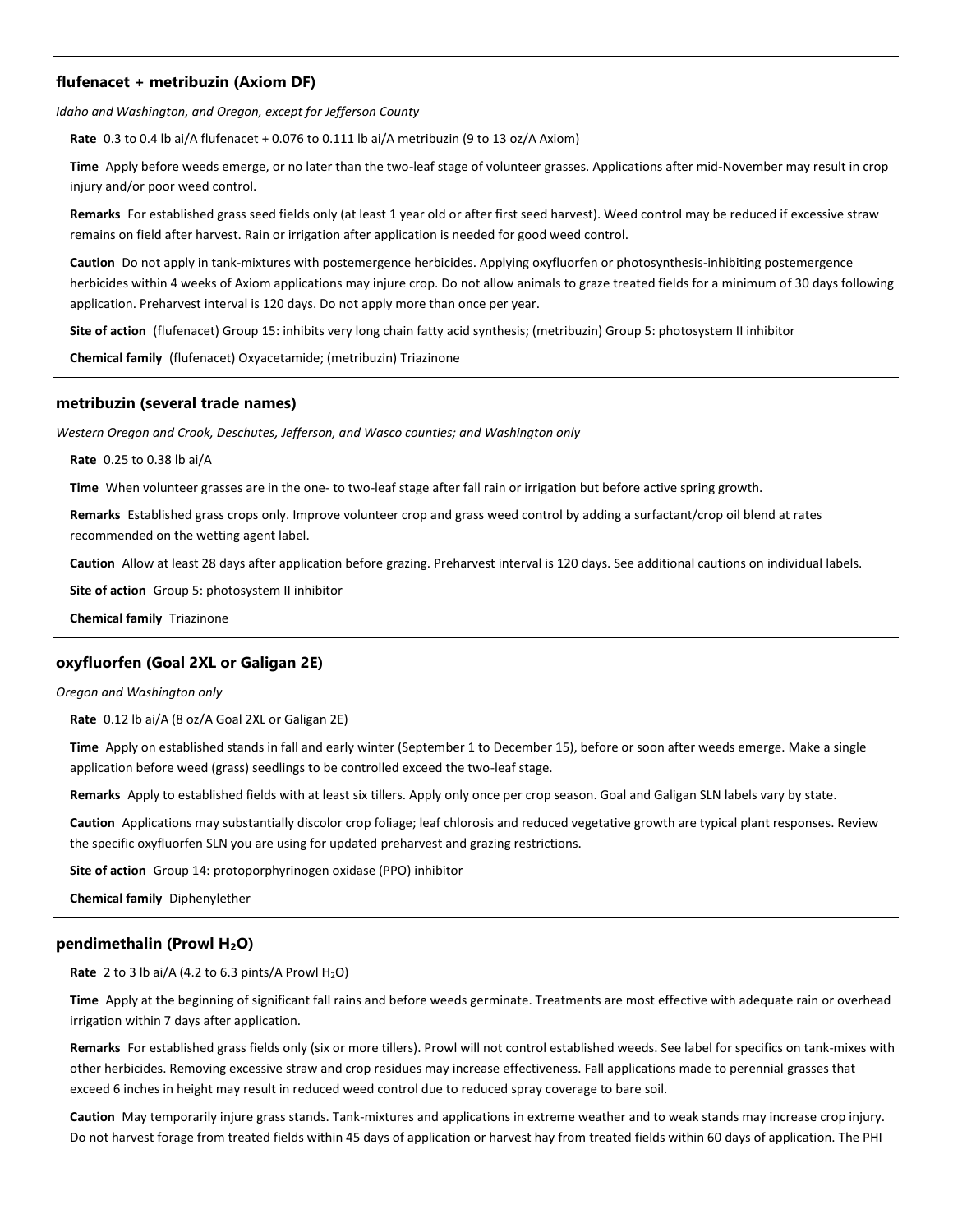### flufenacet + metribuzin (Axiom DF)

*Idaho and Washington, and Oregon, except for Jefferson County*

**Rate** 0.3 to 0.4 lb ai/A flufenacet + 0.076 to 0.111 lb ai/A metribuzin (9 to 13 oz/A Axiom)

**Time** Apply before weeds emerge, or no later than the two-leaf stage of volunteer grasses. Applications after mid-November may result in crop injury and/or poor weed control.

**Remarks** For established grass seed fields only (at least 1 year old or after first seed harvest). Weed control may be reduced if excessive straw remains on field after harvest. Rain or irrigation after application is needed for good weed control.

**Caution** Do not apply in tank-mixtures with postemergence herbicides. Applying oxyfluorfen or photosynthesis-inhibiting postemergence herbicides within 4 weeks of Axiom applications may injure crop. Do not allow animals to graze treated fields for a minimum of 30 days following application. Preharvest interval is 120 days. Do not apply more than once per year.

**Site of action** (flufenacet) Group 15: inhibits very long chain fatty acid synthesis; (metribuzin) Group 5: photosystem II inhibitor

**Chemical family** (flufenacet) Oxyacetamide; (metribuzin) Triazinone

### metribuzin (several trade names)

*Western Oregon and Crook, Deschutes, Jefferson, and Wasco counties; and Washington only*

**Rate** 0.25 to 0.38 lb ai/A

**Time** When volunteer grasses are in the one- to two-leaf stage after fall rain or irrigation but before active spring growth.

**Remarks** Established grass crops only. Improve volunteer crop and grass weed control by adding a surfactant/crop oil blend at rates recommended on the wetting agent label.

**Caution** Allow at least 28 days after application before grazing. Preharvest interval is 120 days. See additional cautions on individual labels.

**Site of action** Group 5: photosystem II inhibitor

**Chemical family** Triazinone

### oxyfluorfen (Goal 2XL or Galigan 2E)

*Oregon and Washington only*

**Rate** 0.12 lb ai/A (8 oz/A Goal 2XL or Galigan 2E)

**Time** Apply on established stands in fall and early winter (September 1 to December 15), before or soon after weeds emerge. Make a single application before weed (grass) seedlings to be controlled exceed the two-leaf stage.

**Remarks** Apply to established fields with at least six tillers. Apply only once per crop season. Goal and Galigan SLN labels vary by state.

**Caution** Applications may substantially discolor crop foliage; leaf chlorosis and reduced vegetative growth are typical plant responses. Review the specific oxyfluorfen SLN you are using for updated preharvest and grazing restrictions.

**Site of action** Group 14: protoporphyrinogen oxidase (PPO) inhibitor

**Chemical family** Diphenylether

### pendimethalin (Prowl $H_2O$)

**Rate** 2 to 3 lb ai/A (4.2 to 6.3 pints/A Prowl $H_2O$)

**Time** Apply at the beginning of significant fall rains and before weeds germinate. Treatments are most effective with adequate rain or overhead irrigation within 7 days after application.

**Remarks** For established grass fields only (six or more tillers). Prowl will not control established weeds. See label for specifics on tank-mixes with other herbicides. Removing excessive straw and crop residues may increase effectiveness. Fall applications made to perennial grasses that exceed 6 inches in height may result in reduced weed control due to reduced spray coverage to bare soil.

**Caution** May temporarily injure grass stands. Tank-mixtures and applications in extreme weather and to weak stands may increase crop injury. Do not harvest forage from treated fields within 45 days of application or harvest hay from treated fields within 60 days of application. The PHI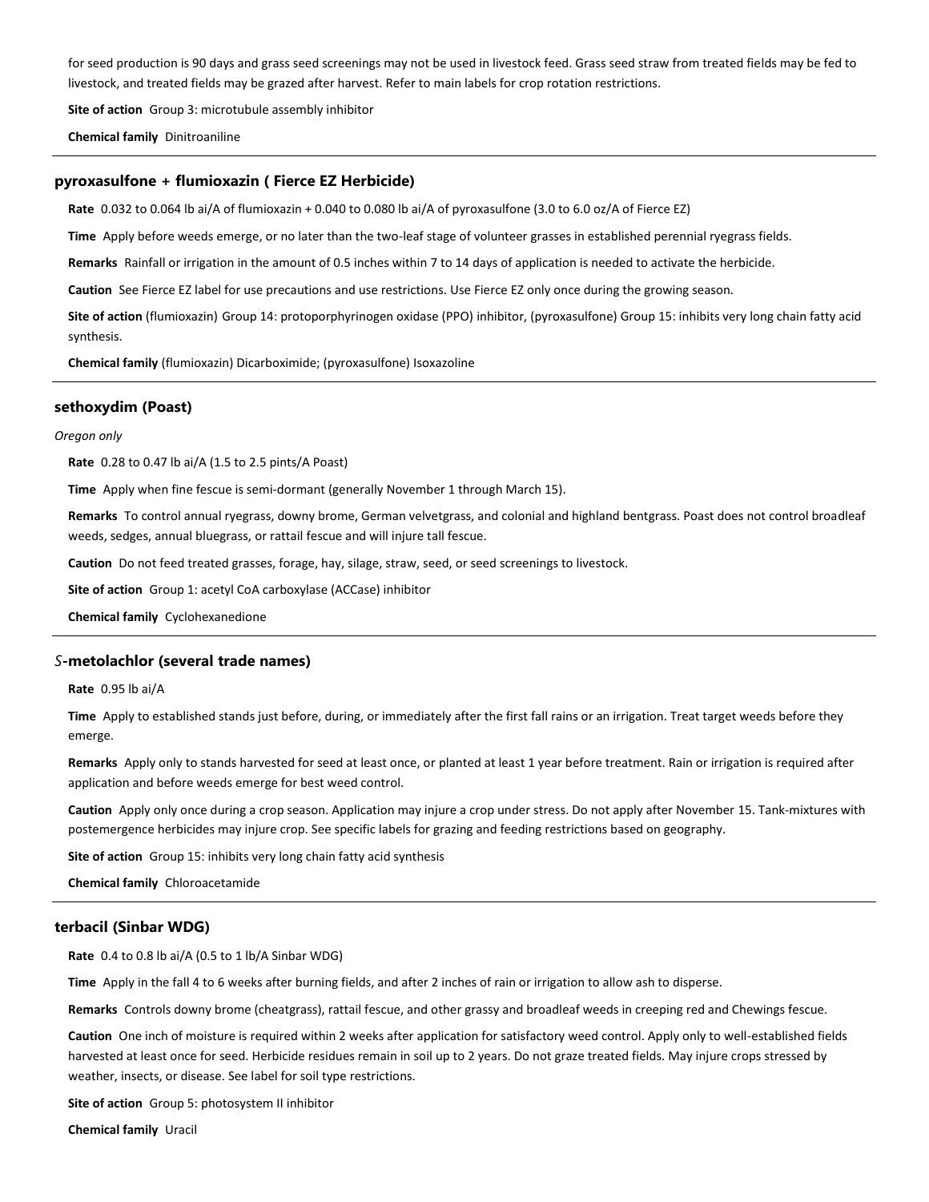for seed production is 90 days and grass seed screenings may not be used in livestock feed. Grass seed straw from treated fields may be fed to livestock, and treated fields may be grazed after harvest. Refer to main labels for crop rotation restrictions.

**Site of action** Group 3: microtubule assembly inhibitor

**Chemical family** Dinitroaniline

---

### pyroxasulfone + flumioxazin ( Fierce EZ Herbicide)

**Rate** 0.032 to 0.064 lb ai/A of flumioxazin + 0.040 to 0.080 lb ai/A of pyroxasulfone (3.0 to 6.0 oz/A of Fierce EZ)

**Time** Apply before weeds emerge, or no later than the two-leaf stage of volunteer grasses in established perennial ryegrass fields.

**Remarks** Rainfall or irrigation in the amount of 0.5 inches within 7 to 14 days of application is needed to activate the herbicide.

**Caution** See Fierce EZ label for use precautions and use restrictions. Use Fierce EZ only once during the growing season.

**Site of action** (flumioxazin) Group 14: protoporphyrinogen oxidase (PPO) inhibitor, (pyroxasulfone) Group 15: inhibits very long chain fatty acid synthesis.

**Chemical family** (flumioxazin) Dicarboximide; (pyroxasulfone) Isoxazoline

---

### sethoxydim (Poast)

*Oregon only*

**Rate** 0.28 to 0.47 lb ai/A (1.5 to 2.5 pints/A Poast)

**Time** Apply when fine fescue is semi-dormant (generally November 1 through March 15).

**Remarks** To control annual ryegrass, downy brome, German velvetgrass, and colonial and highland bentgrass. Poast does not control broadleaf weeds, sedges, annual bluegrass, or rattail fescue and will injure tall fescue.

**Caution** Do not feed treated grasses, forage, hay, silage, straw, seed, or seed screenings to livestock.

**Site of action** Group 1: acetyl CoA carboxylase (ACCase) inhibitor

**Chemical family** Cyclohexanedione

---

### *S*-metolachlor (several trade names)

**Rate** 0.95 lb ai/A

**Time** Apply to established stands just before, during, or immediately after the first fall rains or an irrigation. Treat target weeds before they emerge.

**Remarks** Apply only to stands harvested for seed at least once, or planted at least 1 year before treatment. Rain or irrigation is required after application and before weeds emerge for best weed control.

**Caution** Apply only once during a crop season. Application may injure a crop under stress. Do not apply after November 15. Tank-mixtures with postemergence herbicides may injure crop. See specific labels for grazing and feeding restrictions based on geography.

**Site of action** Group 15: inhibits very long chain fatty acid synthesis

**Chemical family** Chloroacetamide

---

### terbacil (Sinbar WDG)

**Rate** 0.4 to 0.8 lb ai/A (0.5 to 1 lb/A Sinbar WDG)

**Time** Apply in the fall 4 to 6 weeks after burning fields, and after 2 inches of rain or irrigation to allow ash to disperse.

**Remarks** Controls downy brome (cheatgrass), rattail fescue, and other grassy and broadleaf weeds in creeping red and Chewings fescue.

**Caution** One inch of moisture is required within 2 weeks after application for satisfactory weed control. Apply only to well-established fields harvested at least once for seed. Herbicide residues remain in soil up to 2 years. Do not graze treated fields. May injure crops stressed by weather, insects, or disease. See label for soil type restrictions.

**Site of action** Group 5: photosystem II inhibitor

**Chemical family** Uracil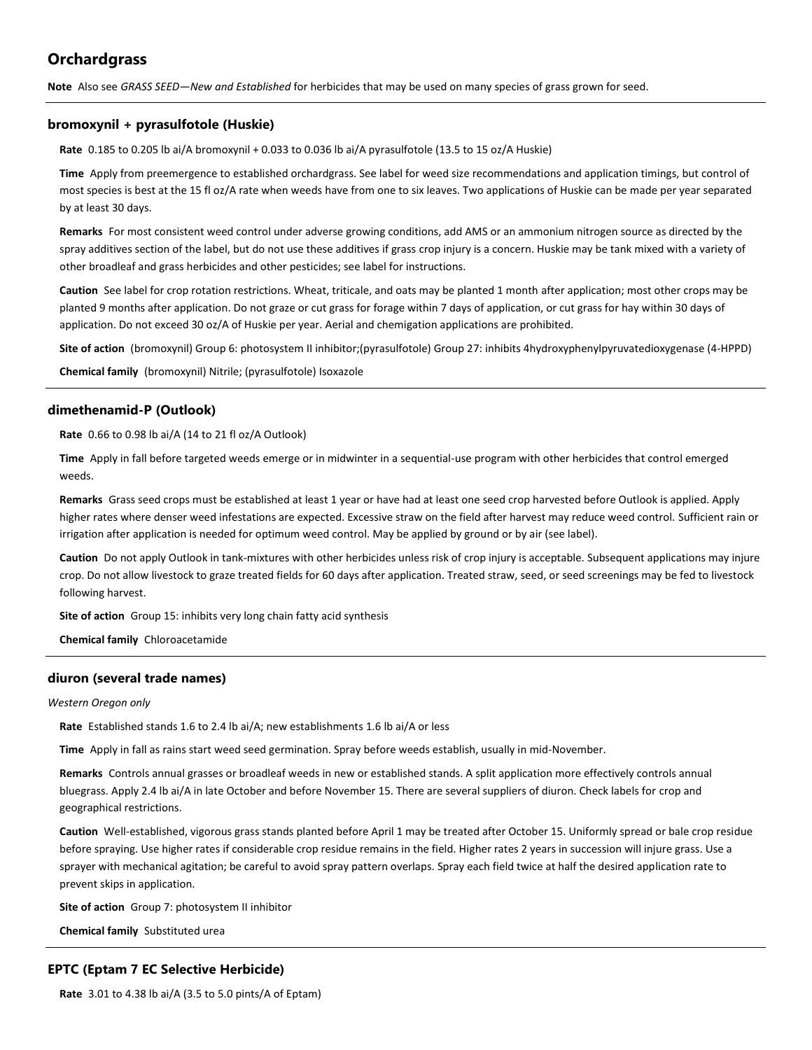## Orchardgrass

**Note** Also see *GRASS SEED—New and Established* for herbicides that may be used on many species of grass grown for seed.

---

### bromoxynil + pyrasulfotole (Huskie)

**Rate** 0.185 to 0.205 lb ai/A bromoxynil + 0.033 to 0.036 lb ai/A pyrasulfotole (13.5 to 15 oz/A Huskie)

**Time** Apply from preemergence to established orchardgrass. See label for weed size recommendations and application timings, but control of most species is best at the 15 fl oz/A rate when weeds have from one to six leaves. Two applications of Huskie can be made per year separated by at least 30 days.

**Remarks** For most consistent weed control under adverse growing conditions, add AMS or an ammonium nitrogen source as directed by the spray additives section of the label, but do not use these additives if grass crop injury is a concern. Huskie may be tank mixed with a variety of other broadleaf and grass herbicides and other pesticides; see label for instructions.

**Caution** See label for crop rotation restrictions. Wheat, triticale, and oats may be planted 1 month after application; most other crops may be planted 9 months after application. Do not graze or cut grass for forage within 7 days of application, or cut grass for hay within 30 days of application. Do not exceed 30 oz/A of Huskie per year. Aerial and chemigation applications are prohibited.

**Site of action** (bromoxynil) Group 6: photosystem II inhibitor;(pyrasulfotole) Group 27: inhibits 4hydroxyphenylpyruvatedioxygenase (4-HPPD)

**Chemical family** (bromoxynil) Nitrile; (pyrasulfotole) Isoxazole

---

### dimethenamid-P (Outlook)

**Rate** 0.66 to 0.98 lb ai/A (14 to 21 fl oz/A Outlook)

**Time** Apply in fall before targeted weeds emerge or in midwinter in a sequential-use program with other herbicides that control emerged weeds.

**Remarks** Grass seed crops must be established at least 1 year or have had at least one seed crop harvested before Outlook is applied. Apply higher rates where denser weed infestations are expected. Excessive straw on the field after harvest may reduce weed control. Sufficient rain or irrigation after application is needed for optimum weed control. May be applied by ground or by air (see label).

**Caution** Do not apply Outlook in tank-mixtures with other herbicides unless risk of crop injury is acceptable. Subsequent applications may injure crop. Do not allow livestock to graze treated fields for 60 days after application. Treated straw, seed, or seed screenings may be fed to livestock following harvest.

**Site of action** Group 15: inhibits very long chain fatty acid synthesis

**Chemical family** Chloroacetamide

---

### diuron (several trade names)

*Western Oregon only*

**Rate** Established stands 1.6 to 2.4 lb ai/A; new establishments 1.6 lb ai/A or less

**Time** Apply in fall as rains start weed seed germination. Spray before weeds establish, usually in mid-November.

**Remarks** Controls annual grasses or broadleaf weeds in new or established stands. A split application more effectively controls annual bluegrass. Apply 2.4 lb ai/A in late October and before November 15. There are several suppliers of diuron. Check labels for crop and geographical restrictions.

**Caution** Well-established, vigorous grass stands planted before April 1 may be treated after October 15. Uniformly spread or bale crop residue before spraying. Use higher rates if considerable crop residue remains in the field. Higher rates 2 years in succession will injure grass. Use a sprayer with mechanical agitation; be careful to avoid spray pattern overlaps. Spray each field twice at half the desired application rate to prevent skips in application.

**Site of action** Group 7: photosystem II inhibitor

**Chemical family** Substituted urea

---

### EPTC (Eptam 7 EC Selective Herbicide)

**Rate** 3.01 to 4.38 lb ai/A (3.5 to 5.0 pints/A of Eptam)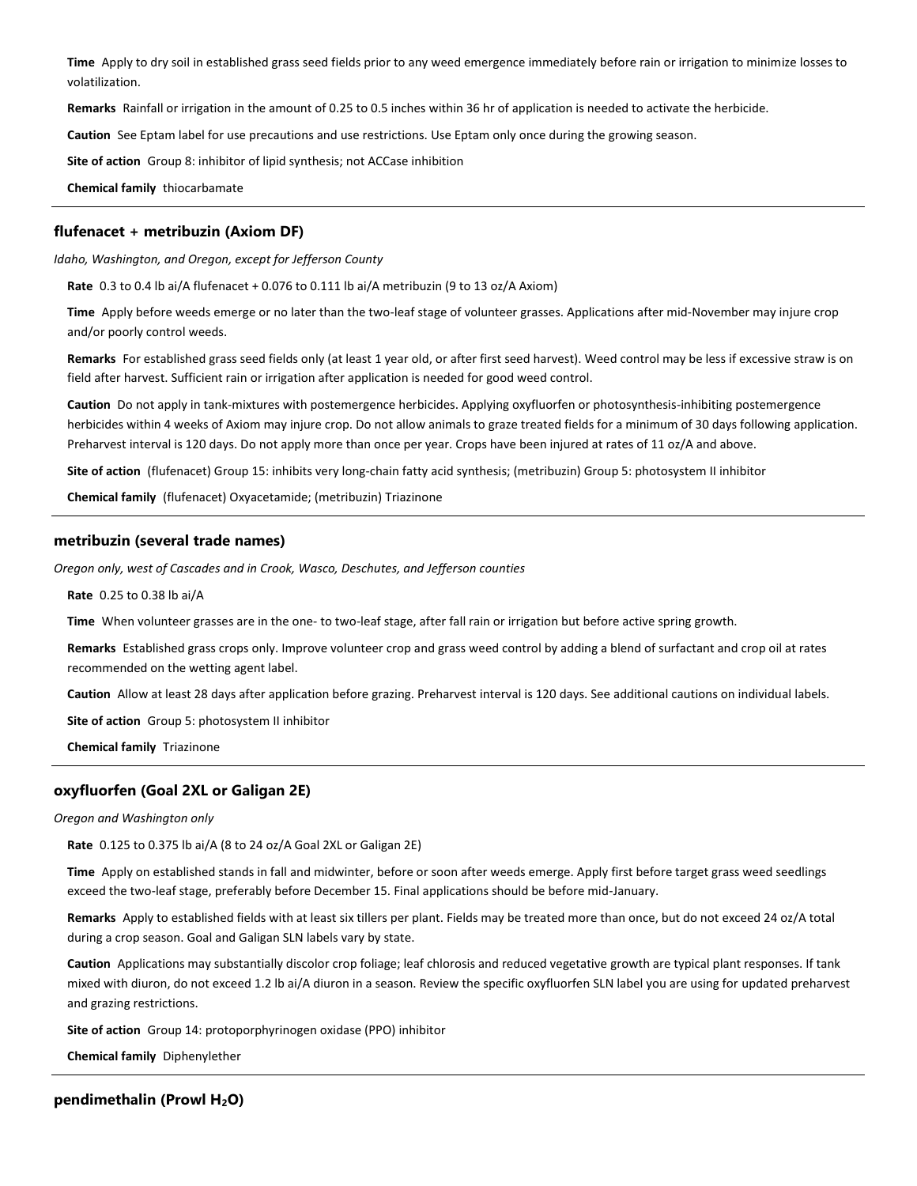**Time** Apply to dry soil in established grass seed fields prior to any weed emergence immediately before rain or irrigation to minimize losses to volatilization.

**Remarks** Rainfall or irrigation in the amount of 0.25 to 0.5 inches within 36 hr of application is needed to activate the herbicide.

**Caution** See Eptam label for use precautions and use restrictions. Use Eptam only once during the growing season.

**Site of action** Group 8: inhibitor of lipid synthesis; not ACCase inhibition

**Chemical family** thiocarbamate

---

### flufenacet + metribuzin (Axiom DF)

*Idaho, Washington, and Oregon, except for Jefferson County*

**Rate** 0.3 to 0.4 lb ai/A flufenacet + 0.076 to 0.111 lb ai/A metribuzin (9 to 13 oz/A Axiom)

**Time** Apply before weeds emerge or no later than the two-leaf stage of volunteer grasses. Applications after mid-November may injure crop and/or poorly control weeds.

**Remarks** For established grass seed fields only (at least 1 year old, or after first seed harvest). Weed control may be less if excessive straw is on field after harvest. Sufficient rain or irrigation after application is needed for good weed control.

**Caution** Do not apply in tank-mixtures with postemergence herbicides. Applying oxyfluorfen or photosynthesis-inhibiting postemergence herbicides within 4 weeks of Axiom may injure crop. Do not allow animals to graze treated fields for a minimum of 30 days following application. Preharvest interval is 120 days. Do not apply more than once per year. Crops have been injured at rates of 11 oz/A and above.

**Site of action** (flufenacet) Group 15: inhibits very long-chain fatty acid synthesis; (metribuzin) Group 5: photosystem II inhibitor

**Chemical family** (flufenacet) Oxyacetamide; (metribuzin) Triazinone

---

### metribuzin (several trade names)

*Oregon only, west of Cascades and in Crook, Wasco, Deschutes, and Jefferson counties*

**Rate** 0.25 to 0.38 lb ai/A

**Time** When volunteer grasses are in the one- to two-leaf stage, after fall rain or irrigation but before active spring growth.

**Remarks** Established grass crops only. Improve volunteer crop and grass weed control by adding a blend of surfactant and crop oil at rates recommended on the wetting agent label.

**Caution** Allow at least 28 days after application before grazing. Preharvest interval is 120 days. See additional cautions on individual labels.

**Site of action** Group 5: photosystem II inhibitor

**Chemical family** Triazinone

---

### oxyfluorfen (Goal 2XL or Galigan 2E)

*Oregon and Washington only*

**Rate** 0.125 to 0.375 lb ai/A (8 to 24 oz/A Goal 2XL or Galigan 2E)

**Time** Apply on established stands in fall and midwinter, before or soon after weeds emerge. Apply first before target grass weed seedlings exceed the two-leaf stage, preferably before December 15. Final applications should be before mid-January.

**Remarks** Apply to established fields with at least six tillers per plant. Fields may be treated more than once, but do not exceed 24 oz/A total during a crop season. Goal and Galigan SLN labels vary by state.

**Caution** Applications may substantially discolor crop foliage; leaf chlorosis and reduced vegetative growth are typical plant responses. If tank mixed with diuron, do not exceed 1.2 lb ai/A diuron in a season. Review the specific oxyfluorfen SLN label you are using for updated preharvest and grazing restrictions.

**Site of action** Group 14: protoporphyrinogen oxidase (PPO) inhibitor

**Chemical family** Diphenylether

---

### pendimethalin (Prowl $H_2O$)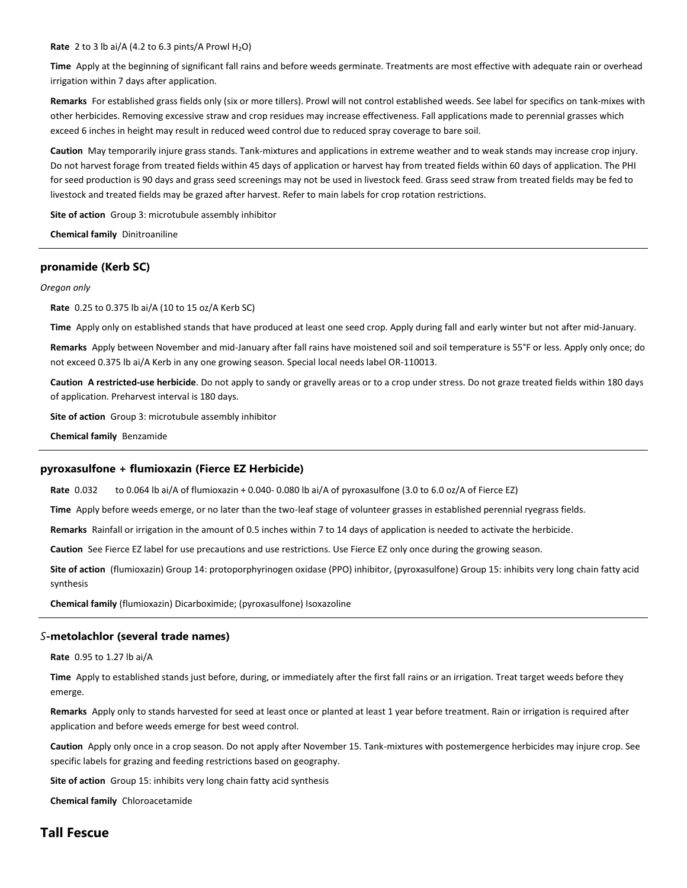**Rate** 2 to 3 lb ai/A (4.2 to 6.3 pints/A Prowl $H_2O$)

**Time** Apply at the beginning of significant fall rains and before weeds germinate. Treatments are most effective with adequate rain or overhead irrigation within 7 days after application.

**Remarks** For established grass fields only (six or more tillers). Prowl will not control established weeds. See label for specifics on tank-mixes with other herbicides. Removing excessive straw and crop residues may increase effectiveness. Fall applications made to perennial grasses which exceed 6 inches in height may result in reduced weed control due to reduced spray coverage to bare soil.

**Caution** May temporarily injure grass stands. Tank-mixtures and applications in extreme weather and to weak stands may increase crop injury. Do not harvest forage from treated fields within 45 days of application or harvest hay from treated fields within 60 days of application. The PHI for seed production is 90 days and grass seed screenings may not be used in livestock feed. Grass seed straw from treated fields may be fed to livestock and treated fields may be grazed after harvest. Refer to main labels for crop rotation restrictions.

**Site of action** Group 3: microtubule assembly inhibitor

**Chemical family** Dinitroaniline

### pronamide (Kerb SC)

*Oregon only*

**Rate** 0.25 to 0.375 lb ai/A (10 to 15 oz/A Kerb SC)

**Time** Apply only on established stands that have produced at least one seed crop. Apply during fall and early winter but not after mid-January.

**Remarks** Apply between November and mid-January after fall rains have moistened soil and soil temperature is 55°F or less. Apply only once; do not exceed 0.375 lb ai/A Kerb in any one growing season. Special local needs label OR-110013.

**Caution** **A restricted-use herbicide**. Do not apply to sandy or gravelly areas or to a crop under stress. Do not graze treated fields within 180 days of application. Preharvest interval is 180 days.

**Site of action** Group 3: microtubule assembly inhibitor

**Chemical family** Benzamide

### pyroxasulfone + flumioxazin (Fierce EZ Herbicide)

**Rate** 0.032 to 0.064 lb ai/A of flumioxazin + 0.040- 0.080 lb ai/A of pyroxasulfone (3.0 to 6.0 oz/A of Fierce EZ)

**Time** Apply before weeds emerge, or no later than the two-leaf stage of volunteer grasses in established perennial ryegrass fields.

**Remarks** Rainfall or irrigation in the amount of 0.5 inches within 7 to 14 days of application is needed to activate the herbicide.

**Caution** See Fierce EZ label for use precautions and use restrictions. Use Fierce EZ only once during the growing season.

**Site of action** (flumioxazin) Group 14: protoporphyrinogen oxidase (PPO) inhibitor, (pyroxasulfone) Group 15: inhibits very long chain fatty acid synthesis

**Chemical family** (flumioxazin) Dicarboximide; (pyroxasulfone) Isoxazoline

### *S*-metolachlor (several trade names)

**Rate** 0.95 to 1.27 lb ai/A

**Time** Apply to established stands just before, during, or immediately after the first fall rains or an irrigation. Treat target weeds before they emerge.

**Remarks** Apply only to stands harvested for seed at least once or planted at least 1 year before treatment. Rain or irrigation is required after application and before weeds emerge for best weed control.

**Caution** Apply only once in a crop season. Do not apply after November 15. Tank-mixtures with postemergence herbicides may injure crop. See specific labels for grazing and feeding restrictions based on geography.

**Site of action** Group 15: inhibits very long chain fatty acid synthesis

**Chemical family** Chloroacetamide

## Tall Fescue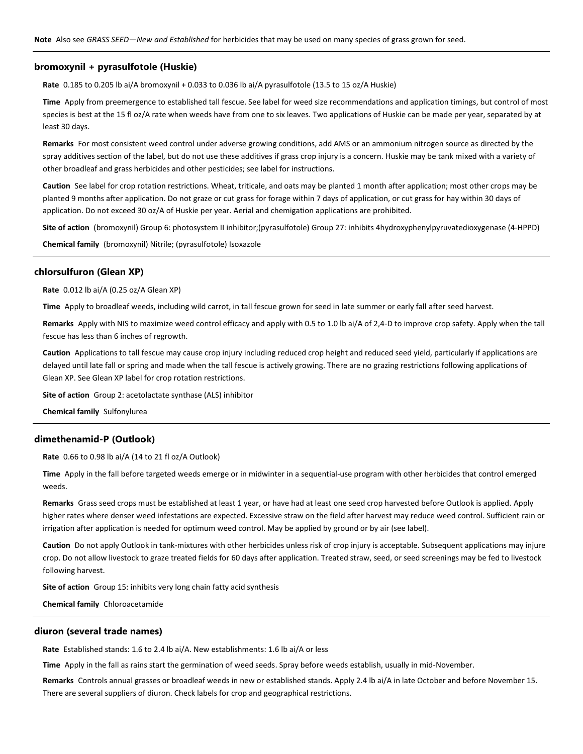**Note** Also see *GRASS SEED—New and Established* for herbicides that may be used on many species of grass grown for seed.

### bromoxynil + pyrasulfotole (Huskie)

**Rate** 0.185 to 0.205 lb ai/A bromoxynil + 0.033 to 0.036 lb ai/A pyrasulfotole (13.5 to 15 oz/A Huskie)

**Time** Apply from preemergence to established tall fescue. See label for weed size recommendations and application timings, but control of most species is best at the 15 fl oz/A rate when weeds have from one to six leaves. Two applications of Huskie can be made per year, separated by at least 30 days.

**Remarks** For most consistent weed control under adverse growing conditions, add AMS or an ammonium nitrogen source as directed by the spray additives section of the label, but do not use these additives if grass crop injury is a concern. Huskie may be tank mixed with a variety of other broadleaf and grass herbicides and other pesticides; see label for instructions.

**Caution** See label for crop rotation restrictions. Wheat, triticale, and oats may be planted 1 month after application; most other crops may be planted 9 months after application. Do not graze or cut grass for forage within 7 days of application, or cut grass for hay within 30 days of application. Do not exceed 30 oz/A of Huskie per year. Aerial and chemigation applications are prohibited.

**Site of action** (bromoxynil) Group 6: photosystem II inhibitor;(pyrasulfotole) Group 27: inhibits 4hydroxyphenylpyruvatedioxygenase (4-HPPD)

**Chemical family** (bromoxynil) Nitrile; (pyrasulfotole) Isoxazole

### chlorsulfuron (Glean XP)

**Rate** 0.012 lb ai/A (0.25 oz/A Glean XP)

**Time** Apply to broadleaf weeds, including wild carrot, in tall fescue grown for seed in late summer or early fall after seed harvest.

**Remarks** Apply with NIS to maximize weed control efficacy and apply with 0.5 to 1.0 lb ai/A of 2,4-D to improve crop safety. Apply when the tall fescue has less than 6 inches of regrowth.

**Caution** Applications to tall fescue may cause crop injury including reduced crop height and reduced seed yield, particularly if applications are delayed until late fall or spring and made when the tall fescue is actively growing. There are no grazing restrictions following applications of Glean XP. See Glean XP label for crop rotation restrictions.

**Site of action** Group 2: acetolactate synthase (ALS) inhibitor

**Chemical family** Sulfonylurea

### dimethenamid-P (Outlook)

**Rate** 0.66 to 0.98 lb ai/A (14 to 21 fl oz/A Outlook)

**Time** Apply in the fall before targeted weeds emerge or in midwinter in a sequential-use program with other herbicides that control emerged weeds.

**Remarks** Grass seed crops must be established at least 1 year, or have had at least one seed crop harvested before Outlook is applied. Apply higher rates where denser weed infestations are expected. Excessive straw on the field after harvest may reduce weed control. Sufficient rain or irrigation after application is needed for optimum weed control. May be applied by ground or by air (see label).

**Caution** Do not apply Outlook in tank-mixtures with other herbicides unless risk of crop injury is acceptable. Subsequent applications may injure crop. Do not allow livestock to graze treated fields for 60 days after application. Treated straw, seed, or seed screenings may be fed to livestock following harvest.

**Site of action** Group 15: inhibits very long chain fatty acid synthesis

**Chemical family** Chloroacetamide

### diuron (several trade names)

**Rate** Established stands: 1.6 to 2.4 lb ai/A. New establishments: 1.6 lb ai/A or less

**Time** Apply in the fall as rains start the germination of weed seeds. Spray before weeds establish, usually in mid-November.

**Remarks** Controls annual grasses or broadleaf weeds in new or established stands. Apply 2.4 lb ai/A in late October and before November 15. There are several suppliers of diuron. Check labels for crop and geographical restrictions.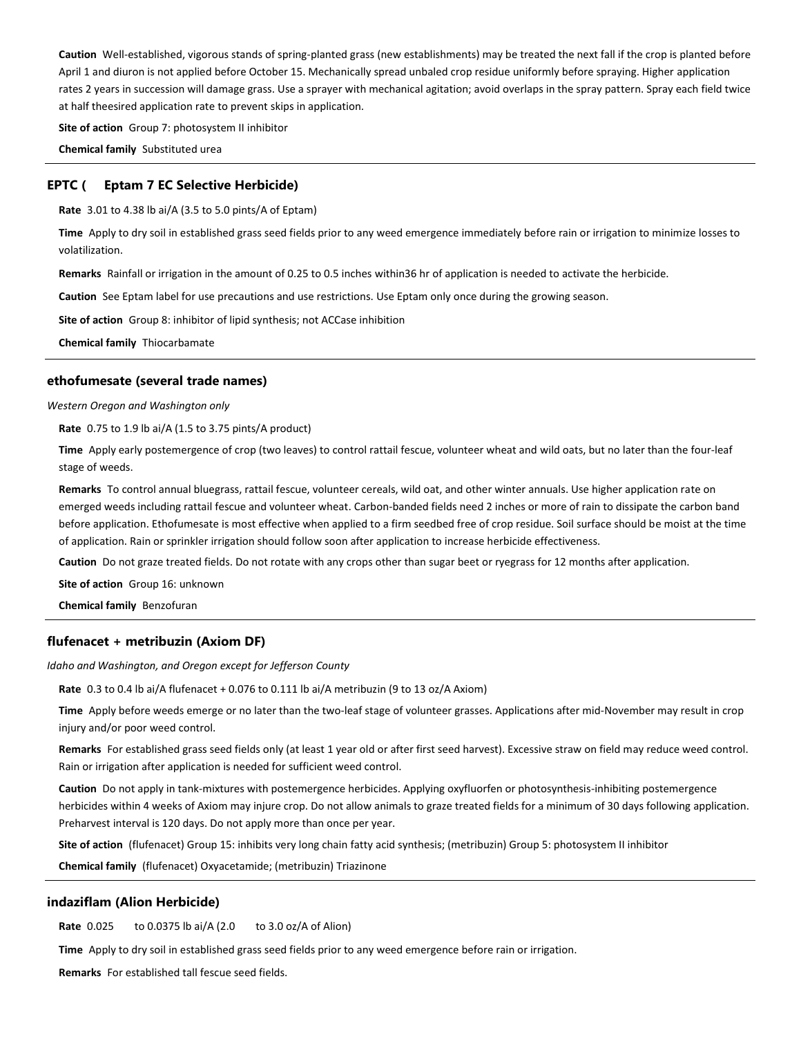**Caution** Well-established, vigorous stands of spring-planted grass (new establishments) may be treated the next fall if the crop is planted before April 1 and diuron is not applied before October 15. Mechanically spread unbaled crop residue uniformly before spraying. Higher application rates 2 years in succession will damage grass. Use a sprayer with mechanical agitation; avoid overlaps in the spray pattern. Spray each field twice at half theesired application rate to prevent skips in application.

**Site of action** Group 7: photosystem II inhibitor

**Chemical family** Substituted urea

---

### EPTC ( Eptam 7 EC Selective Herbicide)

**Rate** 3.01 to 4.38 lb ai/A (3.5 to 5.0 pints/A of Eptam)

**Time** Apply to dry soil in established grass seed fields prior to any weed emergence immediately before rain or irrigation to minimize losses to volatilization.

**Remarks** Rainfall or irrigation in the amount of 0.25 to 0.5 inches within36 hr of application is needed to activate the herbicide.

**Caution** See Eptam label for use precautions and use restrictions. Use Eptam only once during the growing season.

**Site of action** Group 8: inhibitor of lipid synthesis; not ACCase inhibition

**Chemical family** Thiocarbamate

---

### ethofumesate (several trade names)

*Western Oregon and Washington only*

**Rate** 0.75 to 1.9 lb ai/A (1.5 to 3.75 pints/A product)

**Time** Apply early postemergence of crop (two leaves) to control rattail fescue, volunteer wheat and wild oats, but no later than the four-leaf stage of weeds.

**Remarks** To control annual bluegrass, rattail fescue, volunteer cereals, wild oat, and other winter annuals. Use higher application rate on emerged weeds including rattail fescue and volunteer wheat. Carbon-banded fields need 2 inches or more of rain to dissipate the carbon band before application. Ethofumesate is most effective when applied to a firm seedbed free of crop residue. Soil surface should be moist at the time of application. Rain or sprinkler irrigation should follow soon after application to increase herbicide effectiveness.

**Caution** Do not graze treated fields. Do not rotate with any crops other than sugar beet or ryegrass for 12 months after application.

**Site of action** Group 16: unknown

**Chemical family** Benzofuran

---

### flufenacet + metribuzin (Axiom DF)

*Idaho and Washington, and Oregon except for Jefferson County*

**Rate** 0.3 to 0.4 lb ai/A flufenacet + 0.076 to 0.111 lb ai/A metribuzin (9 to 13 oz/A Axiom)

**Time** Apply before weeds emerge or no later than the two-leaf stage of volunteer grasses. Applications after mid-November may result in crop injury and/or poor weed control.

**Remarks** For established grass seed fields only (at least 1 year old or after first seed harvest). Excessive straw on field may reduce weed control. Rain or irrigation after application is needed for sufficient weed control.

**Caution** Do not apply in tank-mixtures with postemergence herbicides. Applying oxyfluorfen or photosynthesis-inhibiting postemergence herbicides within 4 weeks of Axiom may injure crop. Do not allow animals to graze treated fields for a minimum of 30 days following application. Preharvest interval is 120 days. Do not apply more than once per year.

**Site of action** (flufenacet) Group 15: inhibits very long chain fatty acid synthesis; (metribuzin) Group 5: photosystem II inhibitor

**Chemical family** (flufenacet) Oxyacetamide; (metribuzin) Triazinone

---

### indaziflam (Alion Herbicide)

**Rate** 0.025 to 0.0375 lb ai/A (2.0 to 3.0 oz/A of Alion)

**Time** Apply to dry soil in established grass seed fields prior to any weed emergence before rain or irrigation.

**Remarks** For established tall fescue seed fields.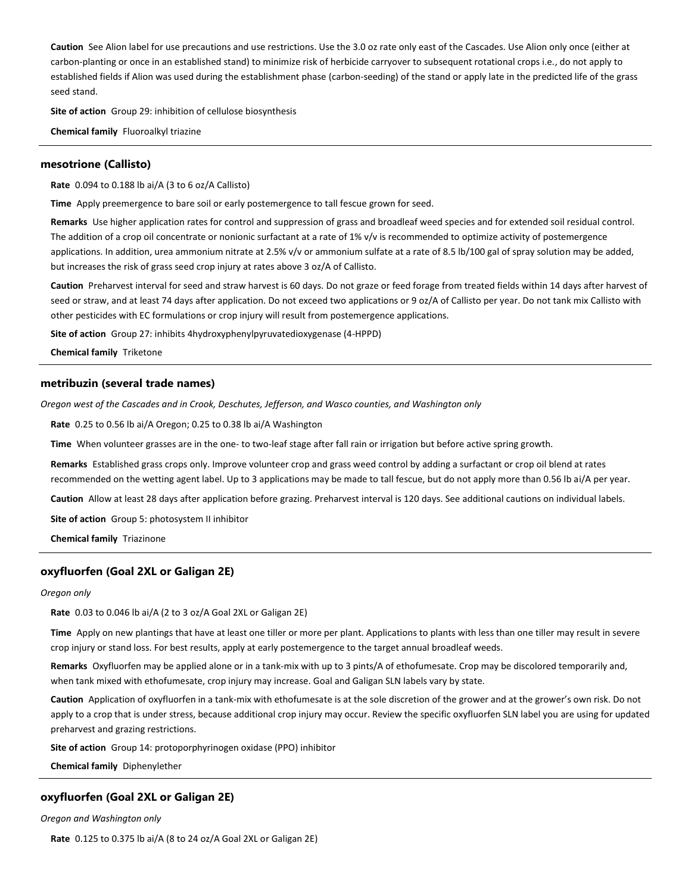**Caution** See Alion label for use precautions and use restrictions. Use the 3.0 oz rate only east of the Cascades. Use Alion only once (either at carbon-planting or once in an established stand) to minimize risk of herbicide carryover to subsequent rotational crops i.e., do not apply to established fields if Alion was used during the establishment phase (carbon-seeding) of the stand or apply late in the predicted life of the grass seed stand.

**Site of action** Group 29: inhibition of cellulose biosynthesis

**Chemical family** Fluoroalkyl triazine

---

### mesotrione (Callisto)

**Rate** 0.094 to 0.188 lb ai/A (3 to 6 oz/A Callisto)

**Time** Apply preemergence to bare soil or early postemergence to tall fescue grown for seed.

**Remarks** Use higher application rates for control and suppression of grass and broadleaf weed species and for extended soil residual control. The addition of a crop oil concentrate or nonionic surfactant at a rate of 1% v/v is recommended to optimize activity of postemergence applications. In addition, urea ammonium nitrate at 2.5% v/v or ammonium sulfate at a rate of 8.5 lb/100 gal of spray solution may be added, but increases the risk of grass seed crop injury at rates above 3 oz/A of Callisto.

**Caution** Preharvest interval for seed and straw harvest is 60 days. Do not graze or feed forage from treated fields within 14 days after harvest of seed or straw, and at least 74 days after application. Do not exceed two applications or 9 oz/A of Callisto per year. Do not tank mix Callisto with other pesticides with EC formulations or crop injury will result from postemergence applications.

**Site of action** Group 27: inhibits 4hydroxyphenylpyruvatedioxygenase (4-HPPD)

**Chemical family** Triketone

---

### metribuzin (several trade names)

*Oregon west of the Cascades and in Crook, Deschutes, Jefferson, and Wasco counties, and Washington only*

**Rate** 0.25 to 0.56 lb ai/A Oregon; 0.25 to 0.38 lb ai/A Washington

**Time** When volunteer grasses are in the one- to two-leaf stage after fall rain or irrigation but before active spring growth.

**Remarks** Established grass crops only. Improve volunteer crop and grass weed control by adding a surfactant or crop oil blend at rates recommended on the wetting agent label. Up to 3 applications may be made to tall fescue, but do not apply more than 0.56 lb ai/A per year.

**Caution** Allow at least 28 days after application before grazing. Preharvest interval is 120 days. See additional cautions on individual labels.

**Site of action** Group 5: photosystem II inhibitor

**Chemical family** Triazinone

---

### oxyfluorfen (Goal 2XL or Galigan 2E)

*Oregon only*

**Rate** 0.03 to 0.046 lb ai/A (2 to 3 oz/A Goal 2XL or Galigan 2E)

**Time** Apply on new plantings that have at least one tiller or more per plant. Applications to plants with less than one tiller may result in severe crop injury or stand loss. For best results, apply at early postemergence to the target annual broadleaf weeds.

**Remarks** Oxyfluorfen may be applied alone or in a tank-mix with up to 3 pints/A of ethofumesate. Crop may be discolored temporarily and, when tank mixed with ethofumesate, crop injury may increase. Goal and Galigan SLN labels vary by state.

**Caution** Application of oxyfluorfen in a tank-mix with ethofumesate is at the sole discretion of the grower and at the grower's own risk. Do not apply to a crop that is under stress, because additional crop injury may occur. Review the specific oxyfluorfen SLN label you are using for updated preharvest and grazing restrictions.

**Site of action** Group 14: protoporphyrinogen oxidase (PPO) inhibitor

**Chemical family** Diphenylether

---

### oxyfluorfen (Goal 2XL or Galigan 2E)

*Oregon and Washington only*

**Rate** 0.125 to 0.375 lb ai/A (8 to 24 oz/A Goal 2XL or Galigan 2E)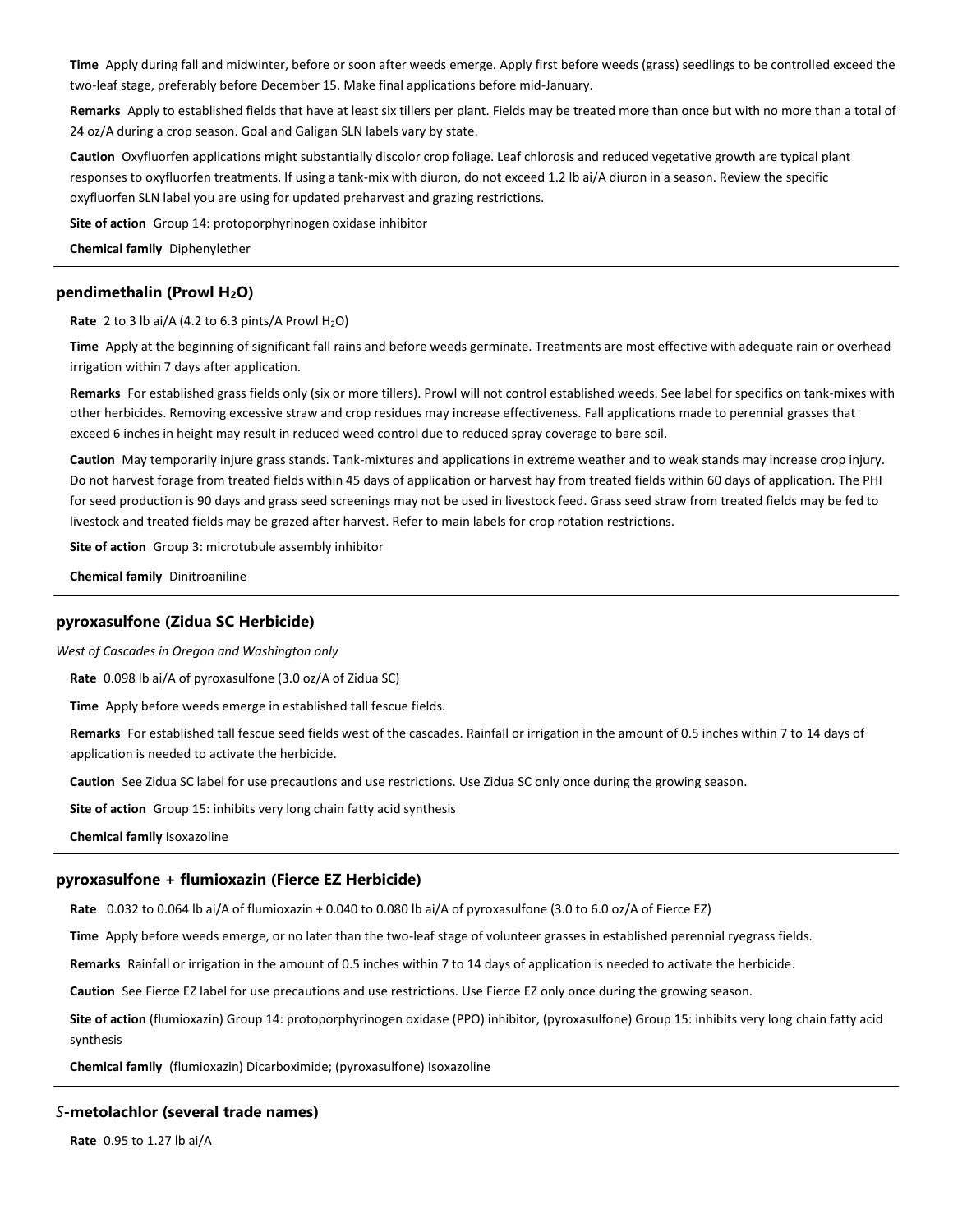**Time** Apply during fall and midwinter, before or soon after weeds emerge. Apply first before weeds (grass) seedlings to be controlled exceed the two-leaf stage, preferably before December 15. Make final applications before mid-January.

**Remarks** Apply to established fields that have at least six tillers per plant. Fields may be treated more than once but with no more than a total of 24 oz/A during a crop season. Goal and Galigan SLN labels vary by state.

**Caution** Oxyfluorfen applications might substantially discolor crop foliage. Leaf chlorosis and reduced vegetative growth are typical plant responses to oxyfluorfen treatments. If using a tank-mix with diuron, do not exceed 1.2 lb ai/A diuron in a season. Review the specific oxyfluorfen SLN label you are using for updated preharvest and grazing restrictions.

**Site of action** Group 14: protoporphyrinogen oxidase inhibitor

**Chemical family** Diphenylether

---

### pendimethalin (Prowl $H_2O$)

**Rate** 2 to 3 lb ai/A (4.2 to 6.3 pints/A Prowl $H_2O$)

**Time** Apply at the beginning of significant fall rains and before weeds germinate. Treatments are most effective with adequate rain or overhead irrigation within 7 days after application.

**Remarks** For established grass fields only (six or more tillers). Prowl will not control established weeds. See label for specifics on tank-mixes with other herbicides. Removing excessive straw and crop residues may increase effectiveness. Fall applications made to perennial grasses that exceed 6 inches in height may result in reduced weed control due to reduced spray coverage to bare soil.

**Caution** May temporarily injure grass stands. Tank-mixtures and applications in extreme weather and to weak stands may increase crop injury. Do not harvest forage from treated fields within 45 days of application or harvest hay from treated fields within 60 days of application. The PHI for seed production is 90 days and grass seed screenings may not be used in livestock feed. Grass seed straw from treated fields may be fed to livestock and treated fields may be grazed after harvest. Refer to main labels for crop rotation restrictions.

**Site of action** Group 3: microtubule assembly inhibitor

**Chemical family** Dinitroaniline

---

### pyroxasulfone (Zidua SC Herbicide)

*West of Cascades in Oregon and Washington only*

**Rate** 0.098 lb ai/A of pyroxasulfone (3.0 oz/A of Zidua SC)

**Time** Apply before weeds emerge in established tall fescue fields.

**Remarks** For established tall fescue seed fields west of the cascades. Rainfall or irrigation in the amount of 0.5 inches within 7 to 14 days of application is needed to activate the herbicide.

**Caution** See Zidua SC label for use precautions and use restrictions. Use Zidua SC only once during the growing season.

**Site of action** Group 15: inhibits very long chain fatty acid synthesis

**Chemical family** Isoxazoline

---

### pyroxasulfone + flumioxazin (Fierce EZ Herbicide)

**Rate** 0.032 to 0.064 lb ai/A of flumioxazin + 0.040 to 0.080 lb ai/A of pyroxasulfone (3.0 to 6.0 oz/A of Fierce EZ)

**Time** Apply before weeds emerge, or no later than the two-leaf stage of volunteer grasses in established perennial ryegrass fields.

**Remarks** Rainfall or irrigation in the amount of 0.5 inches within 7 to 14 days of application is needed to activate the herbicide.

**Caution** See Fierce EZ label for use precautions and use restrictions. Use Fierce EZ only once during the growing season.

**Site of action** (flumioxazin) Group 14: protoporphyrinogen oxidase (PPO) inhibitor, (pyroxasulfone) Group 15: inhibits very long chain fatty acid synthesis

**Chemical family** (flumioxazin) Dicarboximide; (pyroxasulfone) Isoxazoline

---

### *S*-metolachlor (several trade names)

**Rate** 0.95 to 1.27 lb ai/A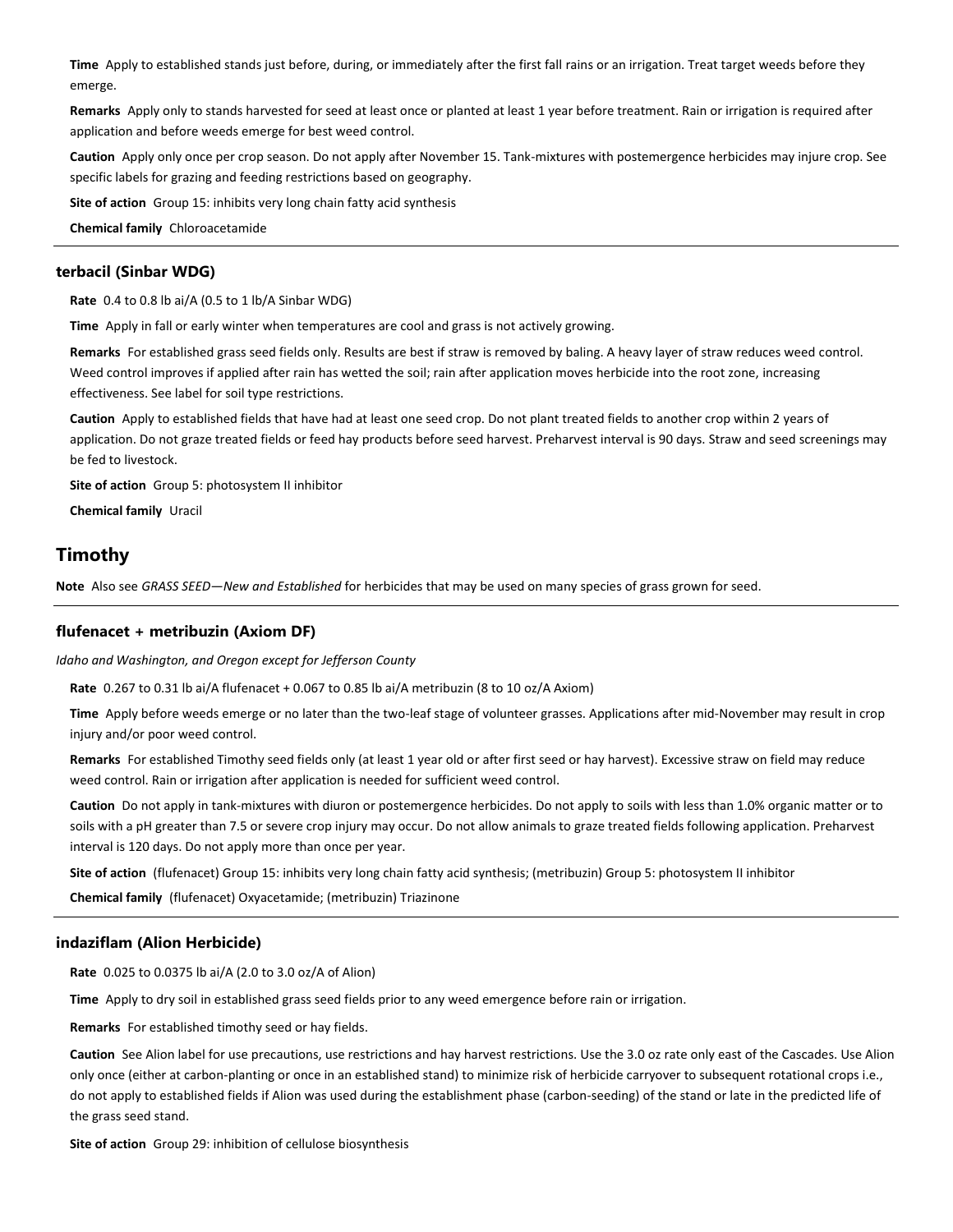**Time** Apply to established stands just before, during, or immediately after the first fall rains or an irrigation. Treat target weeds before they emerge.

**Remarks** Apply only to stands harvested for seed at least once or planted at least 1 year before treatment. Rain or irrigation is required after application and before weeds emerge for best weed control.

**Caution** Apply only once per crop season. Do not apply after November 15. Tank-mixtures with postemergence herbicides may injure crop. See specific labels for grazing and feeding restrictions based on geography.

**Site of action** Group 15: inhibits very long chain fatty acid synthesis

**Chemical family** Chloroacetamide

---

### terbacil (Sinbar WDG)

**Rate** 0.4 to 0.8 lb ai/A (0.5 to 1 lb/A Sinbar WDG)

**Time** Apply in fall or early winter when temperatures are cool and grass is not actively growing.

**Remarks** For established grass seed fields only. Results are best if straw is removed by baling. A heavy layer of straw reduces weed control. Weed control improves if applied after rain has wetted the soil; rain after application moves herbicide into the root zone, increasing effectiveness. See label for soil type restrictions.

**Caution** Apply to established fields that have had at least one seed crop. Do not plant treated fields to another crop within 2 years of application. Do not graze treated fields or feed hay products before seed harvest. Preharvest interval is 90 days. Straw and seed screenings may be fed to livestock.

**Site of action** Group 5: photosystem II inhibitor

**Chemical family** Uracil

## Timothy

**Note** Also see *GRASS SEED—New and Established* for herbicides that may be used on many species of grass grown for seed.

---

### flufenacet + metribuzin (Axiom DF)

*Idaho and Washington, and Oregon except for Jefferson County*

**Rate** 0.267 to 0.31 lb ai/A flufenacet + 0.067 to 0.85 lb ai/A metribuzin (8 to 10 oz/A Axiom)

**Time** Apply before weeds emerge or no later than the two-leaf stage of volunteer grasses. Applications after mid-November may result in crop injury and/or poor weed control.

**Remarks** For established Timothy seed fields only (at least 1 year old or after first seed or hay harvest). Excessive straw on field may reduce weed control. Rain or irrigation after application is needed for sufficient weed control.

**Caution** Do not apply in tank-mixtures with diuron or postemergence herbicides. Do not apply to soils with less than 1.0% organic matter or to soils with a pH greater than 7.5 or severe crop injury may occur. Do not allow animals to graze treated fields following application. Preharvest interval is 120 days. Do not apply more than once per year.

**Site of action** (flufenacet) Group 15: inhibits very long chain fatty acid synthesis; (metribuzin) Group 5: photosystem II inhibitor

**Chemical family** (flufenacet) Oxyacetamide; (metribuzin) Triazinone

---

### indaziflam (Alion Herbicide)

**Rate** 0.025 to 0.0375 lb ai/A (2.0 to 3.0 oz/A of Alion)

**Time** Apply to dry soil in established grass seed fields prior to any weed emergence before rain or irrigation.

**Remarks** For established timothy seed or hay fields.

**Caution** See Alion label for use precautions, use restrictions and hay harvest restrictions. Use the 3.0 oz rate only east of the Cascades. Use Alion only once (either at carbon-planting or once in an established stand) to minimize risk of herbicide carryover to subsequent rotational crops i.e., do not apply to established fields if Alion was used during the establishment phase (carbon-seeding) of the stand or late in the predicted life of the grass seed stand.

**Site of action** Group 29: inhibition of cellulose biosynthesis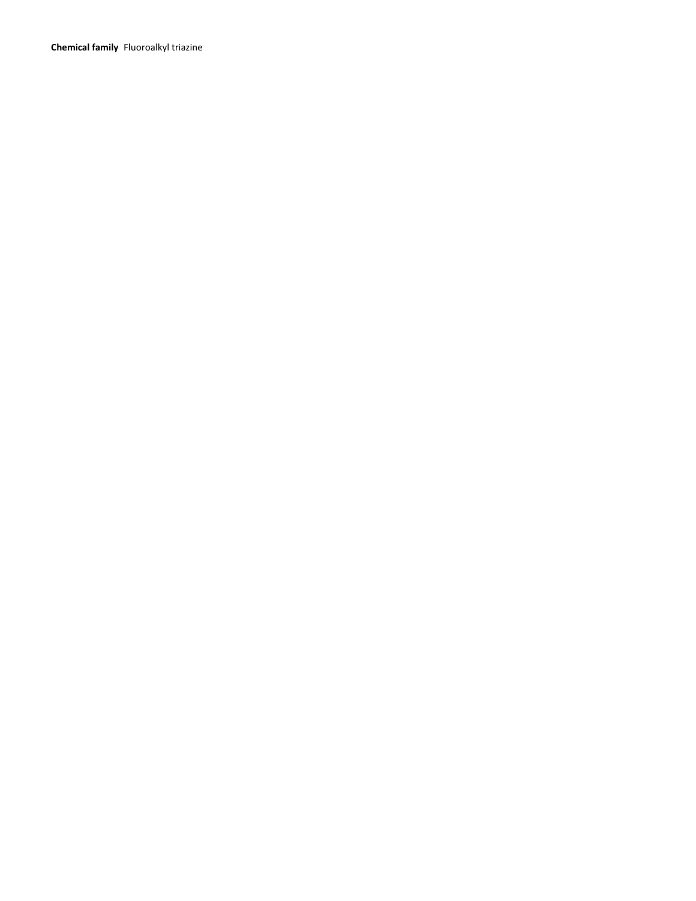**Chemical family** Fluoroalkyl triazine